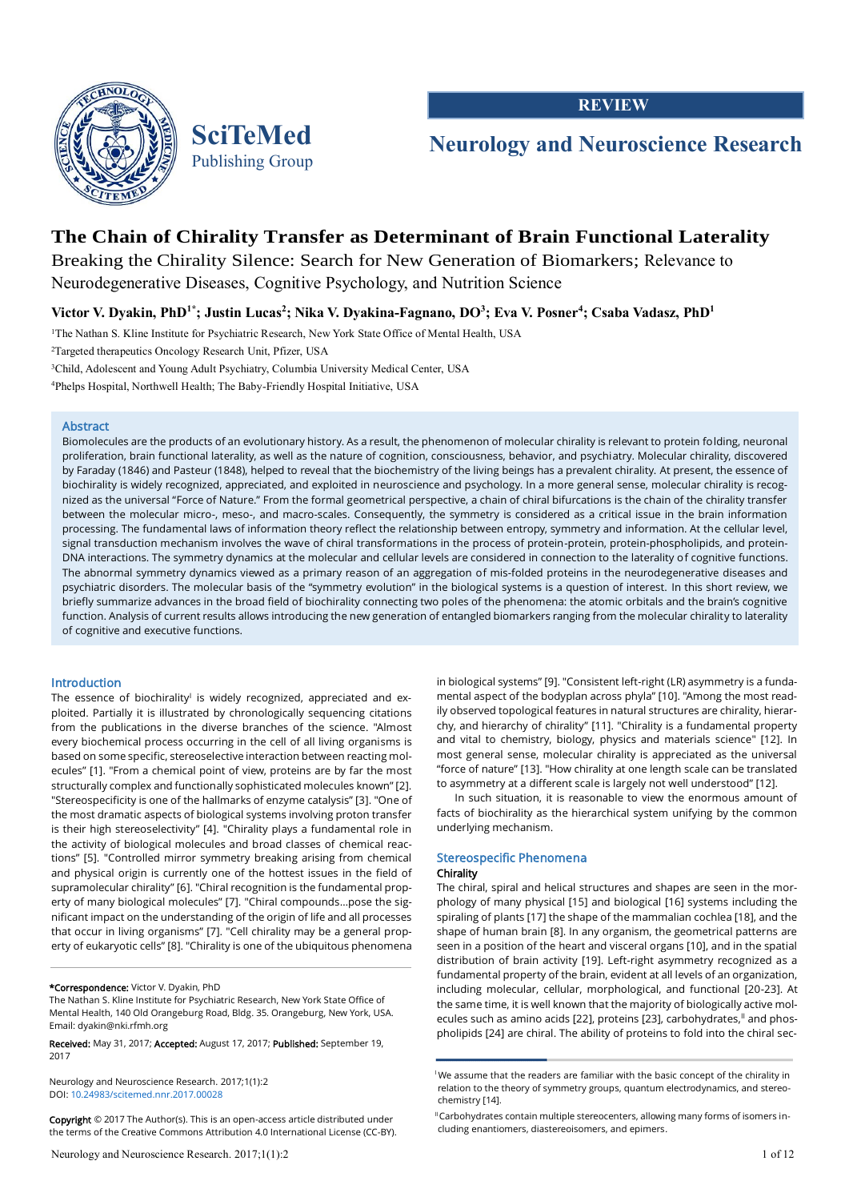REVIEW

Neurology and Neuroscience Research

# The Chain of Chirality Transfer as Determinant of Brain Functional Laterality

Breaking the Chirality Silence: Search for New Generation of Biomarkers; Relevance to Neurodegenerative Diseases, Cognitive Psychology, and Nutrition Science

**Victor V. Dyakin, PhD[1*]; Justin Lucas[2]; Nika V. Dyakina-Fagnano, DO[3]; Eva V. Posner[4]; Csaba Vadasz, PhD[1]**

[1]The Nathan S. Kline Institute for Psychiatric Research, New York State Office of Mental Health, USA

[2]Targeted therapeutics Oncology Research Unit, Pfizer, USA

[3]Child, Adolescent and Young Adult Psychiatry, Columbia University Medical Center, USA

[4]Phelps Hospital, Northwell Health; The Baby-Friendly Hospital Initiative, USA

## Abstract

Biomolecules are the products of an evolutionary history. As a result, the phenomenon of molecular chirality is relevant to protein folding, neuronal proliferation, brain functional laterality, as well as the nature of cognition, consciousness, behavior, and psychiatry. Molecular chirality, discovered by Faraday (1846) and Pasteur (1848), helped to reveal that the biochemistry of the living beings has a prevalent chirality. At present, the essence of biochirality is widely recognized, appreciated, and exploited in neuroscience and psychology. In a more general sense, molecular chirality is recognized as the universal "Force of Nature." From the formal geometrical perspective, a chain of chiral bifurcations is the chain of the chirality transfer between the molecular micro-, meso-, and macro-scales. Consequently, the symmetry is considered as a critical issue in the brain information processing. The fundamental laws of information theory reflect the relationship between entropy, symmetry and information. At the cellular level, signal transduction mechanism involves the wave of chiral transformations in the process of protein-protein, protein-phospholipids, and protein-DNA interactions. The symmetry dynamics at the molecular and cellular levels are considered in connection to the laterality of cognitive functions. The abnormal symmetry dynamics viewed as a primary reason of an aggregation of mis-folded proteins in the neurodegenerative diseases and psychiatric disorders. The molecular basis of the "symmetry evolution" in the biological systems is a question of interest. In this short review, we briefly summarize advances in the broad field of biochirality connecting two poles of the phenomena: the atomic orbitals and the brain's cognitive function. Analysis of current results allows introducing the new generation of entangled biomarkers ranging from the molecular chirality to laterality of cognitive and executive functions.

## Introduction

The essence of biochirality[I] is widely recognized, appreciated, and exploited. Partially it is illustrated by chronologically sequencing citations from the publications in the diverse branches of the science. "Almost every biochemical process occurring in the cell of all living organisms is based on some specific, stereoselective interaction between reacting molecules" [1]. "From a chemical point of view, proteins are by far the most structurally complex and functionally sophisticated molecules known" [2]. "Stereospecificity is one of the hallmarks of enzyme catalysis" [3]. "One of the most dramatic aspects of biological systems involving proton transfer is their high stereoselectivity" [4]. "Chirality plays a fundamental role in the activity of biological molecules and broad classes of chemical reactions" [5]. "Controlled mirror symmetry breaking arising from chemical and physical origin is currently one of the hottest issues in the field of supramolecular chirality" [6]. "Chiral recognition is the fundamental property of many biological molecules" [7]. "Chiral compounds...pose the significant impact on the understanding of the origin of life and all processes that occur in living organisms" [7]. "Cell chirality may be a general property of eukaryotic cells" [8]. "Chirality is one of the ubiquitous phenomena in biological systems" [9]. "Consistent left-right (LR) asymmetry is a fundamental aspect of the bodyplan across phyla" [10]. "Among the most readily observed topological features in natural structures are chirality, hierarchy, and hierarchy of chirality" [11]. "Chirality is a fundamental property and vital to chemistry, biology, physics and materials science" [12]. In most general sense, molecular chirality is appreciated as the universal "force of nature" [13]. "How chirality at one length scale can be translated to asymmetry at a different scale is largely not well understood" [12].

In such situation, it is reasonable to view the enormous amount of facts of biochirality as the hierarchical system unifying by the common underlying mechanism.

## Stereospecific Phenomena

### Chirality

The chiral, spiral and helical structures and shapes are seen in the morphology of many physical [15] and biological [16] systems including the spiraling of plants [17] the shape of the mammalian cochlea [18], and the shape of human brain [8]. In any organism, the geometrical patterns are seen in a position of the heart and visceral organs [10], and in the spatial distribution of brain activity [19]. Left-right asymmetry recognized as a fundamental property of the brain, evident at all levels of an organization, including molecular, cellular, morphological, and functional [20-23]. At the same time, it is well known that the majority of biologically active molecules such as amino acids [22], proteins [23], carbohydrates,[II] and phospholipids [24] are chiral. The ability of proteins to fold into the chiral sec-

[I]We assume that the readers are familiar with the basic concept of the chirality in relation to the theory of symmetry groups, quantum electrodynamics, and stereochemistry [14].

[II]Carbohydrates contain multiple stereocenters, allowing many forms of isomers including enantiomers, diastereoisomers, and epimers.

**\*Correspondence:** Victor V. Dyakin, PhD
The Nathan S. Kline Institute for Psychiatric Research, New York State Office of Mental Health, 140 Old Orangeburg Road, Bldg. 35. Orangeburg, New York, USA.
Email: dyakin@nki.rfmh.org

**Received:** May 31, 2017; **Accepted:** August 17, 2017; **Published:** September 19, 2017

Neurology and Neuroscience Research. 2017;1(1):2
DOI: 10.24983/scitemed.nnr.2017.00028

**Copyright** © 2017 The Author(s). This is an open-access article distributed under the terms of the Creative Commons Attribution 4.0 International License (CC-BY).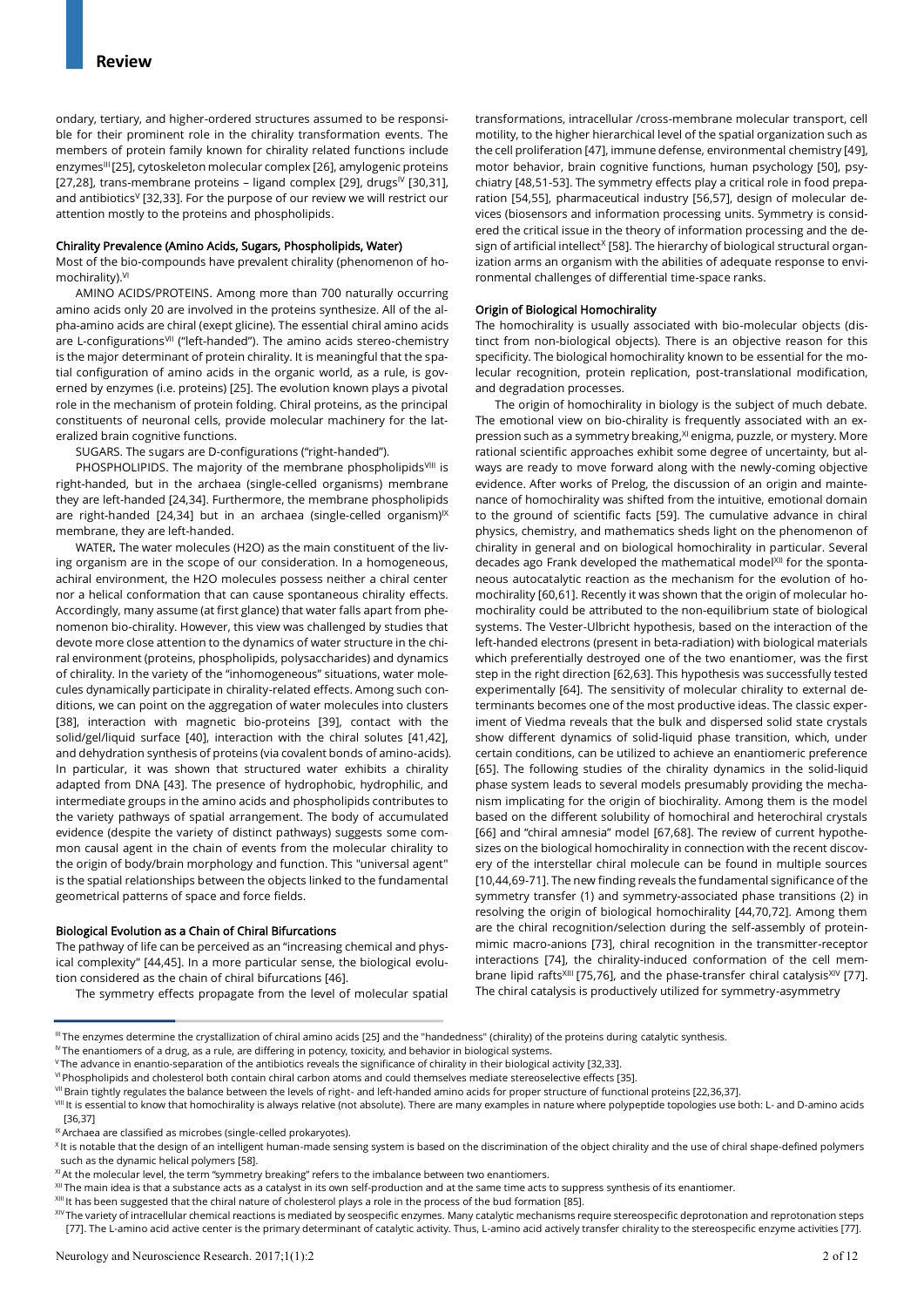ondary, tertiary, and higher-ordered structures assumed to be responsible for their prominent role in the chirality transformation events. The members of protein family known for chirality related functions include enzymes[III] [25], cytoskeleton molecular complex [26], amylogenic proteins [27,28], trans-membrane proteins – ligand complex [29], drugs[IV] [30,31], and antibiotics[V] [32,33]. For the purpose of our review we will restrict our attention mostly to the proteins and phospholipids.

### Chirality Prevalence (Amino Acids, Sugars, Phospholipids, Water)

Most of the bio-compounds have prevalent chirality (phenomenon of homochirality).[VI]

AMINO ACIDS/PROTEINS. Among more than 700 naturally occurring amino acids only 20 are involved in the proteins synthesize. All of the alpha-amino acids are chiral (exept glicine). The essential chiral amino acids are L-configurations[VII] ("left-handed"). The amino acids stereo-chemistry is the major determinant of protein chirality. It is meaningful that the spatial configuration of amino acids in the organic world, as a rule, is governed by enzymes (i.e. proteins) [25]. The evolution known plays a pivotal role in the mechanism of protein folding. Chiral proteins, as the principal constituents of neuronal cells, provide molecular machinery for the lateralized brain cognitive functions.

SUGARS. The sugars are D-configurations ("right-handed").

PHOSPHOLIPIDS. The majority of the membrane phospholipids[VIII] is right-handed, but in the archaea (single-celled organisms) membrane they are left-handed [24,34]. Furthermore, the membrane phospholipids are right-handed [24,34] but in an archaea (single-celled organism)[IX] membrane, they are left-handed.

WATER. The water molecules ($H_2O$) as the main constituent of the living organism are in the scope of our consideration. In a homogeneous, achiral environment, the $H_2O$ molecules possess neither a chiral center nor a helical conformation that can cause spontaneous chirality effects. Accordingly, many assume (at first glance) that water falls apart from phenomenon bio-chirality. However, this view was challenged by studies that devote more close attention to the dynamics of water structure in the chiral environment (proteins, phospholipids, polysaccharides) and dynamics of chirality. In the variety of the "inhomogeneous" situations, water molecules dynamically participate in chirality-related effects. Among such conditions, we can point on the aggregation of water molecules into clusters [38], interaction with magnetic bio-proteins [39], contact with the solid/gel/liquid surface [40], interaction with the chiral solutes [41,42], and dehydration synthesis of proteins (via covalent bonds of amino-acids). In particular, it was shown that structured water exhibits a chirality adapted from DNA [43]. The presence of hydrophobic, hydrophilic, and intermediate groups in the amino acids and phospholipids contributes to the variety pathways of spatial arrangement. The body of accumulated evidence (despite the variety of distinct pathways) suggests some common causal agent in the chain of events from the molecular chirality to the origin of body/brain morphology and function. This "universal agent" is the spatial relationships between the objects linked to the fundamental geometrical patterns of space and force fields.

### Biological Evolution as a Chain of Chiral Bifurcations

The pathway of life can be perceived as an "increasing chemical and physical complexity" [44,45]. In a more particular sense, the biological evolution considered as the chain of chiral bifurcations [46].

The symmetry effects propagate from the level of molecular spatial transformations, intracellular /cross-membrane molecular transport, cell motility, to the higher hierarchical level of the spatial organization such as the cell proliferation [47], immune defense, environmental chemistry [49], motor behavior, brain cognitive functions, human psychology [50], psychiatry [48,51-53]. The symmetry effects play a critical role in food preparation [54,55], pharmaceutical industry [56,57], design of molecular devices (biosensors and information processing units. Symmetry is considered the critical issue in the theory of information processing and the design of artificial intellect[X] [58]. The hierarchy of biological structural organization arms an organism with the abilities of adequate response to environmental challenges of differential time-space ranks.

### Origin of Biological Homochirality

The homochirality is usually associated with bio-molecular objects (distinct from non-biological objects). There is an objective reason for this specificity. The biological homochirality known to be essential for the molecular recognition, protein replication, post-translational modification, and degradation processes.

The origin of homochirality in biology is the subject of much debate. The emotional view on bio-chirality is frequently associated with an expression such as a symmetry breaking,[XI] enigma, puzzle, or mystery. More rational scientific approaches exhibit some degree of uncertainty, but always are ready to move forward along with the newly-coming objective evidence. After works of Prelog, the discussion of an origin and maintenance of homochirality was shifted from the intuitive, emotional domain to the ground of scientific facts [59]. The cumulative advance in chiral physics, chemistry, and mathematics sheds light on the phenomenon of chirality in general and on biological homochirality in particular. Several decades ago Frank developed the mathematical model[XII] for the spontaneous autocatalytic reaction as the mechanism for the evolution of homochirality [60,61]. Recently it was shown that the origin of molecular homochirality could be attributed to the non-equilibrium state of biological systems. The Vester-Ulbricht hypothesis, based on the interaction of the left-handed electrons (present in beta-radiation) with biological materials which preferentially destroyed one of the two enantiomer, was the first step in the right direction [62,63]. This hypothesis was successfully tested experimentally [64]. The sensitivity of molecular chirality to external determinants becomes one of the most productive ideas. The classic experiment of Viedma reveals that the bulk and dispersed solid state crystals show different dynamics of solid-liquid phase transition, which, under certain conditions, can be utilized to achieve an enantiomeric preference [65]. The following studies of the chirality dynamics in the solid-liquid phase system leads to several models presumably providing the mechanism implicating for the origin of biochirality. Among them is the model based on the different solubility of homochiral and heterochiral crystals [66] and "chiral amnesia" model [67,68]. The review of current hypothesizes on the biological homochirality in connection with the recent discovery of the interstellar chiral molecule can be found in multiple sources [10,44,69-71]. The new finding reveals the fundamental significance of the symmetry transfer (1) and symmetry-associated phase transitions (2) in resolving the origin of biological homochirality [44,70,72]. Among them are the chiral recognition/selection during the self-assembly of protein-mimic macro-anions [73], chiral recognition in the transmitter-receptor interactions [74], the chirality-induced conformation of the cell membrane lipid rafts[XIII] [75,76], and the phase-transfer chiral catalysis[XIV] [77]. The chiral catalysis is productively utilized for symmetry-asymmetry

---

[III] The enzymes determine the crystallization of chiral amino acids [25] and the "handedness" (chirality) of the proteins during catalytic synthesis.

[IV] The enantiomers of a drug, as a rule, are differing in potency, toxicity, and behavior in biological systems.

[V] The advance in enantio-separation of the antibiotics reveals the significance of chirality in their biological activity [32,33].

[VI] Phospholipids and cholesterol both contain chiral carbon atoms and could themselves mediate stereoselective effects [35].

[VII] Brain tightly regulates the balance between the levels of right- and left-handed amino acids for proper structure of functional proteins [22,36,37].

[VIII] It is essential to know that homochirality is always relative (not absolute). There are many examples in nature where polypeptide topologies use both: L- and D-amino acids [36,37]

[IX] Archaea are classified as microbes (single-celled prokaryotes).

[X] It is notable that the design of an intelligent human-made sensing system is based on the discrimination of the object chirality and the use of chiral shape-defined polymers such as the dynamic helical polymers [58].

[XI] At the molecular level, the term "symmetry breaking" refers to the imbalance between two enantiomers.

[XII] The main idea is that a substance acts as a catalyst in its own self-production and at the same time acts to suppress synthesis of its enantiomer.

[XIII] It has been suggested that the chiral nature of cholesterol plays a role in the process of the bud formation [85].

[XIV] The variety of intracellular chemical reactions is mediated by seospecific enzymes. Many catalytic mechanisms require stereospecific deprotonation and reprotonation steps [77]. The L-amino acid active center is the primary determinant of catalytic activity. Thus, L-amino acid actively transfer chirality to the stereospecific enzyme activities [77].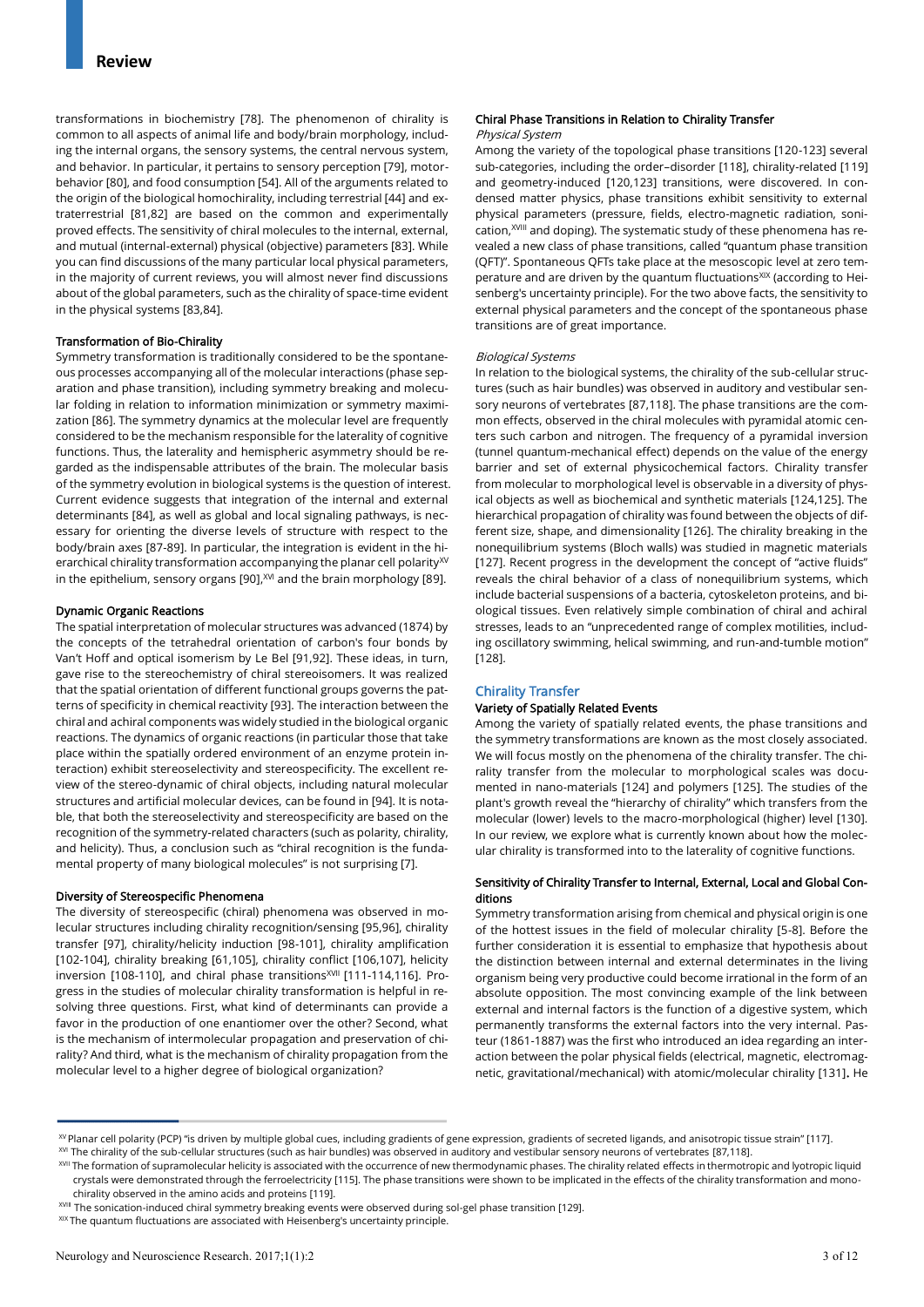transformations in biochemistry [78]. The phenomenon of chirality is common to all aspects of animal life and body/brain morphology, including the internal organs, the sensory systems, the central nervous system, and behavior. In particular, it pertains to sensory perception [79], motor-behavior [80], and food consumption [54]. All of the arguments related to the origin of the biological homochirality, including terrestrial [44] and extraterrestrial [81,82] are based on the common and experimentally proved effects. The sensitivity of chiral molecules to the internal, external, and mutual (internal-external) physical (objective) parameters [83]. While you can find discussions of the many particular local physical parameters, in the majority of current reviews, you will almost never find discussions about of the global parameters, such as the chirality of space-time evident in the physical systems [83,84].

### Transformation of Bio-Chirality

Symmetry transformation is traditionally considered to be the spontaneous processes accompanying all of the molecular interactions (phase separation and phase transition), including symmetry breaking and molecular folding in relation to information minimization or symmetry maximization [86]. The symmetry dynamics at the molecular level are frequently considered to be the mechanism responsible for the laterality of cognitive functions. Thus, the laterality and hemispheric asymmetry should be regarded as the indispensable attributes of the brain. The molecular basis of the symmetry evolution in biological systems is the question of interest. Current evidence suggests that integration of the internal and external determinants [84], as well as global and local signaling pathways, is necessary for orienting the diverse levels of structure with respect to the body/brain axes [87-89]. In particular, the integration is evident in the hierarchical chirality transformation accompanying the planar cell polarity[XV] in the epithelium, sensory organs [90],[XVI] and the brain morphology [89].

### Dynamic Organic Reactions

The spatial interpretation of molecular structures was advanced (1874) by the concepts of the tetrahedral orientation of carbon's four bonds by Van't Hoff and optical isomerism by Le Bel [91,92]. These ideas, in turn, gave rise to the stereochemistry of chiral stereoisomers. It was realized that the spatial orientation of different functional groups governs the patterns of specificity in chemical reactivity [93]. The interaction between the chiral and achiral components was widely studied in the biological organic reactions. The dynamics of organic reactions (in particular those that take place within the spatially ordered environment of an enzyme protein interaction) exhibit stereoselectivity and stereospecificity. The excellent review of the stereo-dynamic of chiral objects, including natural molecular structures and artificial molecular devices, can be found in [94]. It is notable, that both the stereoselectivity and stereospecificity are based on the recognition of the symmetry-related characters (such as polarity, chirality, and helicity). Thus, a conclusion such as "chiral recognition is the fundamental property of many biological molecules" is not surprising [7].

### Diversity of Stereospecific Phenomena

The diversity of stereospecific (chiral) phenomena was observed in molecular structures including chirality recognition/sensing [95,96], chirality transfer [97], chirality/helicity induction [98-101], chirality amplification [102-104], chirality breaking [61,105], chirality conflict [106,107], helicity inversion [108-110], and chiral phase transitions[XVII] [111-114,116]. Progress in the studies of molecular chirality transformation is helpful in resolving three questions. First, what kind of determinants can provide a favor in the production of one enantiomer over the other? Second, what is the mechanism of intermolecular propagation and preservation of chirality? And third, what is the mechanism of chirality propagation from the molecular level to a higher degree of biological organization?

### Chiral Phase Transitions in Relation to Chirality Transfer

*Physical System*

Among the variety of the topological phase transitions [120-123] several sub-categories, including the order–disorder [118], chirality-related [119] and geometry-induced [120,123] transitions, were discovered. In condensed matter physics, phase transitions exhibit sensitivity to external physical parameters (pressure, fields, electro-magnetic radiation, sonication,[XVIII] and doping). The systematic study of these phenomena has revealed a new class of phase transitions, called "quantum phase transition (QFT)". Spontaneous QFTs take place at the mesoscopic level at zero temperature and are driven by the quantum fluctuations[XIX] (according to Heisenberg's uncertainty principle). For the two above facts, the sensitivity to external physical parameters and the concept of the spontaneous phase transitions are of great importance.

*Biological Systems*

In relation to the biological systems, the chirality of the sub-cellular structures (such as hair bundles) was observed in auditory and vestibular sensory neurons of vertebrates [87,118]. The phase transitions are the common effects, observed in the chiral molecules with pyramidal atomic centers such carbon and nitrogen. The frequency of a pyramidal inversion (tunnel quantum-mechanical effect) depends on the value of the energy barrier and set of external physicochemical factors. Chirality transfer from molecular to morphological level is observable in a diversity of physical objects as well as biochemical and synthetic materials [124,125]. The hierarchical propagation of chirality was found between the objects of different size, shape, and dimensionality [126]. The chirality breaking in the nonequilibrium systems (Bloch walls) was studied in magnetic materials [127]. Recent progress in the development the concept of "active fluids" reveals the chiral behavior of a class of nonequilibrium systems, which include bacterial suspensions of a bacteria, cytoskeleton proteins, and biological tissues. Even relatively simple combination of chiral and achiral stresses, leads to an "unprecedented range of complex motilities, including oscillatory swimming, helical swimming, and run-and-tumble motion" [128].

## Chirality Transfer

### Variety of Spatially Related Events

Among the variety of spatially related events, the phase transitions and the symmetry transformations are known as the most closely associated. We will focus mostly on the phenomena of the chirality transfer. The chirality transfer from the molecular to morphological scales was documented in nano-materials [124] and polymers [125]. The studies of the plant's growth reveal the "hierarchy of chirality" which transfers from the molecular (lower) levels to the macro-morphological (higher) level [130]. In our review, we explore what is currently known about how the molecular chirality is transformed into to the laterality of cognitive functions.

### Sensitivity of Chirality Transfer to Internal, External, Local and Global Conditions

Symmetry transformation arising from chemical and physical origin is one of the hottest issues in the field of molecular chirality [5-8]. Before the further consideration it is essential to emphasize that hypothesis about the distinction between internal and external determinates in the living organism being very productive could become irrational in the form of an absolute opposition. The most convincing example of the link between external and internal factors is the function of a digestive system, which permanently transforms the external factors into the very internal. Pasteur (1861-1887) was the first who introduced an idea regarding an interaction between the polar physical fields (electrical, magnetic, electromagnetic, gravitational/mechanical) with atomic/molecular chirality [131]. He

---

[XV] Planar cell polarity (PCP) "is driven by multiple global cues, including gradients of gene expression, gradients of secreted ligands, and anisotropic tissue strain" [117].

[XVI] The chirality of the sub-cellular structures (such as hair bundles) was observed in auditory and vestibular sensory neurons of vertebrates [87,118].

[XVII] The formation of supramolecular helicity is associated with the occurrence of new thermodynamic phases. The chirality related effects in thermotropic and lyotropic liquid crystals were demonstrated through the ferroelectricity [115]. The phase transitions were shown to be implicated in the effects of the chirality transformation and mono-chirality observed in the amino acids and proteins [119].

[XVIII] The sonication-induced chiral symmetry breaking events were observed during sol-gel phase transition [129].

[XIX] The quantum fluctuations are associated with Heisenberg's uncertainty principle.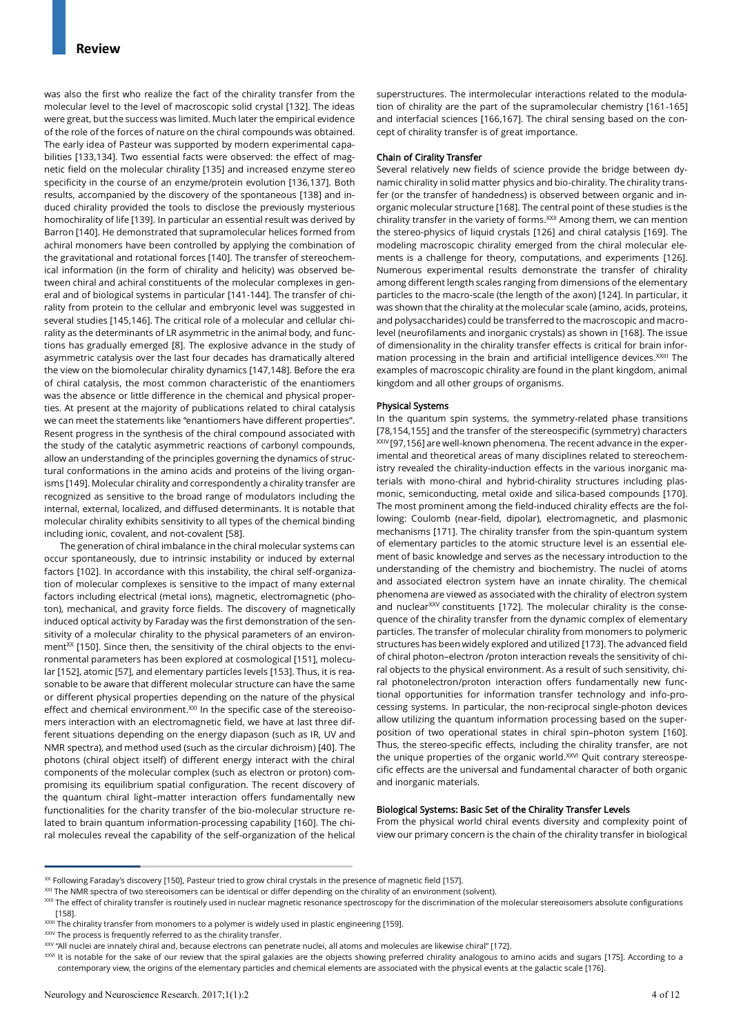was also the first who realize the fact of the chirality transfer from the molecular level to the level of macroscopic solid crystal [132]. The ideas were great, but the success was limited. Much later the empirical evidence of the role of the forces of nature on the chiral compounds was obtained. The early idea of Pasteur was supported by modern experimental capabilities [133,134]. Two essential facts were observed: the effect of magnetic field on the molecular chirality [135] and increased enzyme stereo specificity in the course of an enzyme/protein evolution [136,137]. Both results, accompanied by the discovery of the spontaneous [138] and induced chirality provided the tools to disclose the previously mysterious homochirality of life [139]. In particular an essential result was derived by Barron [140]. He demonstrated that supramolecular helices formed from achiral monomers have been controlled by applying the combination of the gravitational and rotational forces [140]. The transfer of stereochemical information (in the form of chirality and helicity) was observed between chiral and achiral constituents of the molecular complexes in general and of biological systems in particular [141-144]. The transfer of chirality from protein to the cellular and embryonic level was suggested in several studies [145,146]. The critical role of a molecular and cellular chirality as the determinants of LR asymmetric in the animal body, and functions has gradually emerged [8]. The explosive advance in the study of asymmetric catalysis over the last four decades has dramatically altered the view on the biomolecular chirality dynamics [147,148]. Before the era of chiral catalysis, the most common characteristic of the enantiomers was the absence or little difference in the chemical and physical properties. At present at the majority of publications related to chiral catalysis we can meet the statements like "enantiomers have different properties". Resent progress in the synthesis of the chiral compound associated with the study of the catalytic asymmetric reactions of carbonyl compounds, allow an understanding of the principles governing the dynamics of structural conformations in the amino acids and proteins of the living organisms [149]. Molecular chirality and correspondently a chirality transfer are recognized as sensitive to the broad range of modulators including the internal, external, localized, and diffused determinants. It is notable that molecular chirality exhibits sensitivity to all types of the chemical binding including ionic, covalent, and not-covalent [58].

The generation of chiral imbalance in the chiral molecular systems can occur spontaneously, due to intrinsic instability or induced by external factors [102]. In accordance with this instability, the chiral self-organization of molecular complexes is sensitive to the impact of many external factors including electrical (metal ions), magnetic, electromagnetic (photon), mechanical, and gravity force fields. The discovery of magnetically induced optical activity by Faraday was the first demonstration of the sensitivity of a molecular chirality to the physical parameters of an environment[XX] [150]. Since then, the sensitivity of the chiral objects to the environmental parameters has been explored at cosmological [151], molecular [152], atomic [57], and elementary particles levels [153]. Thus, it is reasonable to be aware that different molecular structure can have the same or different physical properties depending on the nature of the physical effect and chemical environment.[XXI] In the specific case of the stereoisomers interaction with an electromagnetic field, we have at last three different situations depending on the energy diapason (such as IR, UV and NMR spectra), and method used (such as the circular dichroism) [40]. The photons (chiral object itself) of different energy interact with the chiral components of the molecular complex (such as electron or proton) compromising its equilibrium spatial configuration. The recent discovery of the quantum chiral light–matter interaction offers fundamentally new functionalities for the charity transfer of the bio-molecular structure related to brain quantum information-processing capability [160]. The chiral molecules reveal the capability of the self-organization of the helical superstructures. The intermolecular interactions related to the modulation of chirality are the part of the supramolecular chemistry [161-165] and interfacial sciences [166,167]. The chiral sensing based on the concept of chirality transfer is of great importance.

### Chain of Cirality Transfer

Several relatively new fields of science provide the bridge between dynamic chirality in solid matter physics and bio-chirality. The chirality transfer (or the transfer of handedness) is observed between organic and inorganic molecular structure [168]. The central point of these studies is the chirality transfer in the variety of forms.[XXII] Among them, we can mention the stereo-physics of liquid crystals [126] and chiral catalysis [169]. The modeling macroscopic chirality emerged from the chiral molecular elements is a challenge for theory, computations, and experiments [126]. Numerous experimental results demonstrate the transfer of chirality among different length scales ranging from dimensions of the elementary particles to the macro-scale (the length of the axon) [124]. In particular, it was shown that the chirality at the molecular scale (amino, acids, proteins, and polysaccharides) could be transferred to the macroscopic and macro-level (neurofilaments and inorganic crystals) as shown in [168]. The issue of dimensionality in the chirality transfer effects is critical for brain information processing in the brain and artificial intelligence devices.[XXIII] The examples of macroscopic chirality are found in the plant kingdom, animal kingdom and all other groups of organisms.

### Physical Systems

In the quantum spin systems, the symmetry-related phase transitions [78,154,155] and the transfer of the stereospecific (symmetry) characters [XXIV] [97,156] are well-known phenomena. The recent advance in the experimental and theoretical areas of many disciplines related to stereochemistry revealed the chirality-induction effects in the various inorganic materials with mono-chiral and hybrid-chirality structures including plasmonic, semiconducting, metal oxide and silica-based compounds [170]. The most prominent among the field-induced chirality effects are the following: Coulomb (near-field, dipolar), electromagnetic, and plasmonic mechanisms [171]. The chirality transfer from the spin-quantum system of elementary particles to the atomic structure level is an essential element of basic knowledge and serves as the necessary introduction to the understanding of the chemistry and biochemistry. The nuclei of atoms and associated electron system have an innate chirality. The chemical phenomena are viewed as associated with the chirality of electron system and nuclear[XXV] constituents [172]. The molecular chirality is the consequence of the chirality transfer from the dynamic complex of elementary particles. The transfer of molecular chirality from monomers to polymeric structures has been widely explored and utilized [173]. The advanced field of chiral photon–electron /proton interaction reveals the sensitivity of chiral objects to the physical environment. As a result of such sensitivity, chiral photonelectron/proton interaction offers fundamentally new functional opportunities for information transfer technology and info-processing systems. In particular, the non-reciprocal single-photon devices allow utilizing the quantum information processing based on the superposition of two operational states in chiral spin–photon system [160]. Thus, the stereo-specific effects, including the chirality transfer, are not the unique properties of the organic world.[XXVI] Quit contrary stereospecific effects are the universal and fundamental character of both organic and inorganic materials.

### Biological Systems: Basic Set of the Chirality Transfer Levels

From the physical world chiral events diversity and complexity point of view our primary concern is the chain of the chirality transfer in biological

---

[XX] Following Faraday's discovery [150], Pasteur tried to grow chiral crystals in the presence of magnetic field [157].

[XXI] The NMR spectra of two stereoisomers can be identical or differ depending on the chirality of an environment (solvent).

[XXII] The effect of chirality transfer is routinely used in nuclear magnetic resonance spectroscopy for the discrimination of the molecular stereoisomers absolute configurations [158].

[XXIII] The chirality transfer from monomers to a polymer is widely used in plastic engineering [159].

[XXIV] The process is frequently referred to as the chirality transfer.

[XXV] "All nuclei are innately chiral and, because electrons can penetrate nuclei, all atoms and molecules are likewise chiral" [172].

[XXVI] It is notable for the sake of our review that the spiral galaxies are the objects showing preferred chirality analogous to amino acids and sugars [175]. According to a contemporary view, the origins of the elementary particles and chemical elements are associated with the physical events at the galactic scale [176].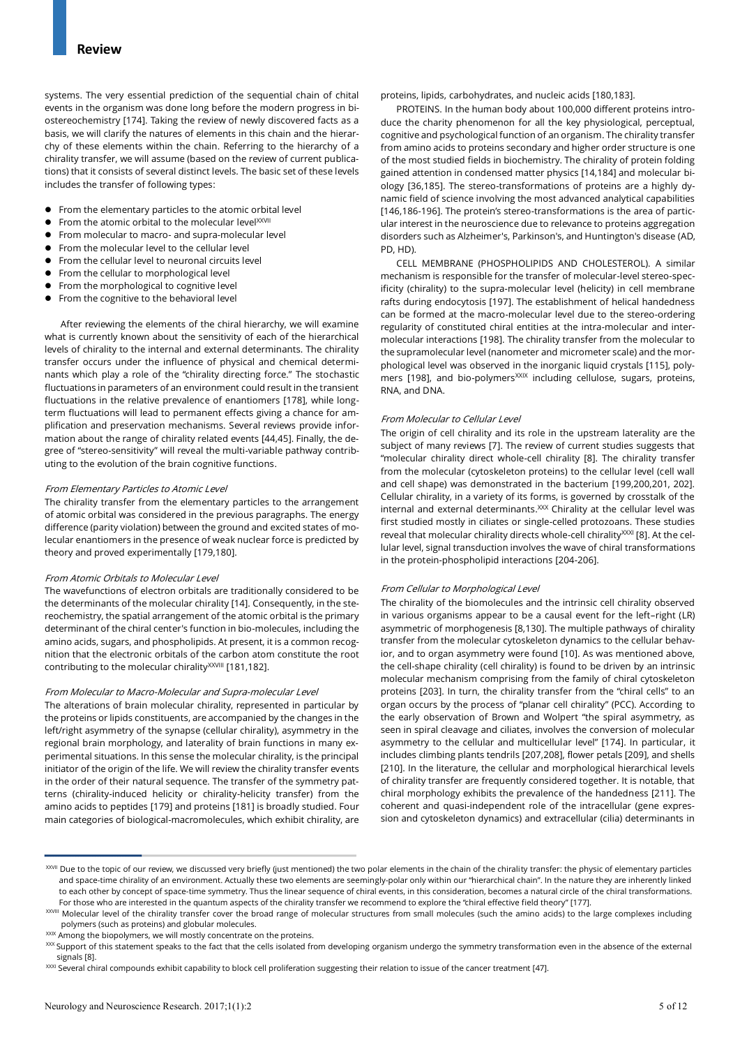systems. The very essential prediction of the sequential chain of chital events in the organism was done long before the modern progress in biostereochemistry [174]. Taking the review of newly discovered facts as a basis, we will clarify the natures of elements in this chain and the hierarchy of these elements within the chain. Referring to the hierarchy of a chirality transfer, we will assume (based on the review of current publications) that it consists of several distinct levels. The basic set of these levels includes the transfer of following types:

- From the elementary particles to the atomic orbital level
- From the atomic orbital to the molecular level[XXVII]
- From molecular to macro- and supra-molecular level
- From the molecular level to the cellular level
- From the cellular level to neuronal circuits level
- From the cellular to morphological level
- From the morphological to cognitive level
- From the cognitive to the behavioral level

After reviewing the elements of the chiral hierarchy, we will examine what is currently known about the sensitivity of each of the hierarchical levels of chirality to the internal and external determinants. The chirality transfer occurs under the influence of physical and chemical determinants which play a role of the "chirality directing force." The stochastic fluctuations in parameters of an environment could result in the transient fluctuations in the relative prevalence of enantiomers [178], while long-term fluctuations will lead to permanent effects giving a chance for amplification and preservation mechanisms. Several reviews provide information about the range of chirality related events [44,45]. Finally, the degree of "stereo-sensitivity" will reveal the multi-variable pathway contributing to the evolution of the brain cognitive functions.

### *From Elementary Particles to Atomic Level*

The chirality transfer from the elementary particles to the arrangement of atomic orbital was considered in the previous paragraphs. The energy difference (parity violation) between the ground and excited states of molecular enantiomers in the presence of weak nuclear force is predicted by theory and proved experimentally [179,180].

### *From Atomic Orbitals to Molecular Level*

The wavefunctions of electron orbitals are traditionally considered to be the determinants of the molecular chirality [14]. Consequently, in the stereochemistry, the spatial arrangement of the atomic orbital is the primary determinant of the chiral center's function in bio-molecules, including the amino acids, sugars, and phospholipids. At present, it is a common recognition that the electronic orbitals of the carbon atom constitute the root contributing to the molecular chirality[XXVIII] [181,182].

### *From Molecular to Macro-Molecular and Supra-molecular Level*

The alterations of brain molecular chirality, represented in particular by the proteins or lipids constituents, are accompanied by the changes in the left/right asymmetry of the synapse (cellular chirality), asymmetry in the regional brain morphology, and laterality of brain functions in many experimental situations. In this sense the molecular chirality, is the principal initiator of the origin of the life. We will review the chirality transfer events in the order of their natural sequence. The transfer of the symmetry patterns (chirality-induced helicity or chirality-helicity transfer) from the amino acids to peptides [179] and proteins [181] is broadly studied. Four main categories of biological-macromolecules, which exhibit chirality, are proteins, lipids, carbohydrates, and nucleic acids [180,183].

PROTEINS. In the human body about 100,000 different proteins introduce the charity phenomenon for all the key physiological, perceptual, cognitive and psychological function of an organism. The chirality transfer from amino acids to proteins secondary and higher order structure is one of the most studied fields in biochemistry. The chirality of protein folding gained attention in condensed matter physics [14,184] and molecular biology [36,185]. The stereo-transformations of proteins are a highly dynamic field of science involving the most advanced analytical capabilities [146,186-196]. The protein's stereo-transformations is the area of particular interest in the neuroscience due to relevance to proteins aggregation disorders such as Alzheimer's, Parkinson's, and Huntington's disease (AD, PD, HD).

CELL MEMBRANE (PHOSPHOLIPIDS AND CHOLESTEROL). A similar mechanism is responsible for the transfer of molecular-level stereo-specificity (chirality) to the supra-molecular level (helicity) in cell membrane rafts during endocytosis [197]. The establishment of helical handedness can be formed at the macro-molecular level due to the stereo-ordering regularity of constituted chiral entities at the intra-molecular and inter-molecular interactions [198]. The chirality transfer from the molecular to the supramolecular level (nanometer and micrometer scale) and the morphological level was observed in the inorganic liquid crystals [115], polymers [198], and bio-polymers[XXIX] including cellulose, sugars, proteins, RNA, and DNA.

### *From Molecular to Cellular Level*

The origin of cell chirality and its role in the upstream laterality are the subject of many reviews [7]. The review of current studies suggests that "molecular chirality direct whole-cell chirality [8]. The chirality transfer from the molecular (cytoskeleton proteins) to the cellular level (cell wall and cell shape) was demonstrated in the bacterium [199,200,201, 202]. Cellular chirality, in a variety of its forms, is governed by crosstalk of the internal and external determinants.[XXX] Chirality at the cellular level was first studied mostly in ciliates or single-celled protozoans. These studies reveal that molecular chirality directs whole-cell chirality[XXXI] [8]. At the cellular level, signal transduction involves the wave of chiral transformations in the protein-phospholipid interactions [204-206].

### *From Cellular to Morphological Level*

The chirality of the biomolecules and the intrinsic cell chirality observed in various organisms appear to be a causal event for the left–right (LR) asymmetric of morphogenesis [8,130]. The multiple pathways of chirality transfer from the molecular cytoskeleton dynamics to the cellular behavior, and to organ asymmetry were found [10]. As was mentioned above, the cell-shape chirality (cell chirality) is found to be driven by an intrinsic molecular mechanism comprising from the family of chiral cytoskeleton proteins [203]. In turn, the chirality transfer from the "chiral cells" to an organ occurs by the process of "planar cell chirality" (PCC). According to the early observation of Brown and Wolpert "the spiral asymmetry, as seen in spiral cleavage and ciliates, involves the conversion of molecular asymmetry to the cellular and multicellular level" [174]. In particular, it includes climbing plants tendrils [207,208], flower petals [209], and shells [210]. In the literature, the cellular and morphological hierarchical levels of chirality transfer are frequently considered together. It is notable, that chiral morphology exhibits the prevalence of the handedness [211]. The coherent and quasi-independent role of the intracellular (gene expression and cytoskeleton dynamics) and extracellular (cilia) determinants in

---

[XXVII] Due to the topic of our review, we discussed very briefly (just mentioned) the two polar elements in the chain of the chirality transfer: the physic of elementary particles and space-time chirality of an environment. Actually these two elements are seemingly-polar only within our "hierarchical chain". In the nature they are inherently linked to each other by concept of space-time symmetry. Thus the linear sequence of chiral events, in this consideration, becomes a natural circle of the chiral transformations. For those who are interested in the quantum aspects of the chirality transfer we recommend to explore the "chiral effective field theory" [177].

[XXVIII] Molecular level of the chirality transfer cover the broad range of molecular structures from small molecules (such the amino acids) to the large complexes including polymers (such as proteins) and globular molecules.

[XXIX] Among the biopolymers, we will mostly concentrate on the proteins.

[XXX] Support of this statement speaks to the fact that the cells isolated from developing organism undergo the symmetry transformation even in the absence of the external signals [8].

[XXXI] Several chiral compounds exhibit capability to block cell proliferation suggesting their relation to issue of the cancer treatment [47].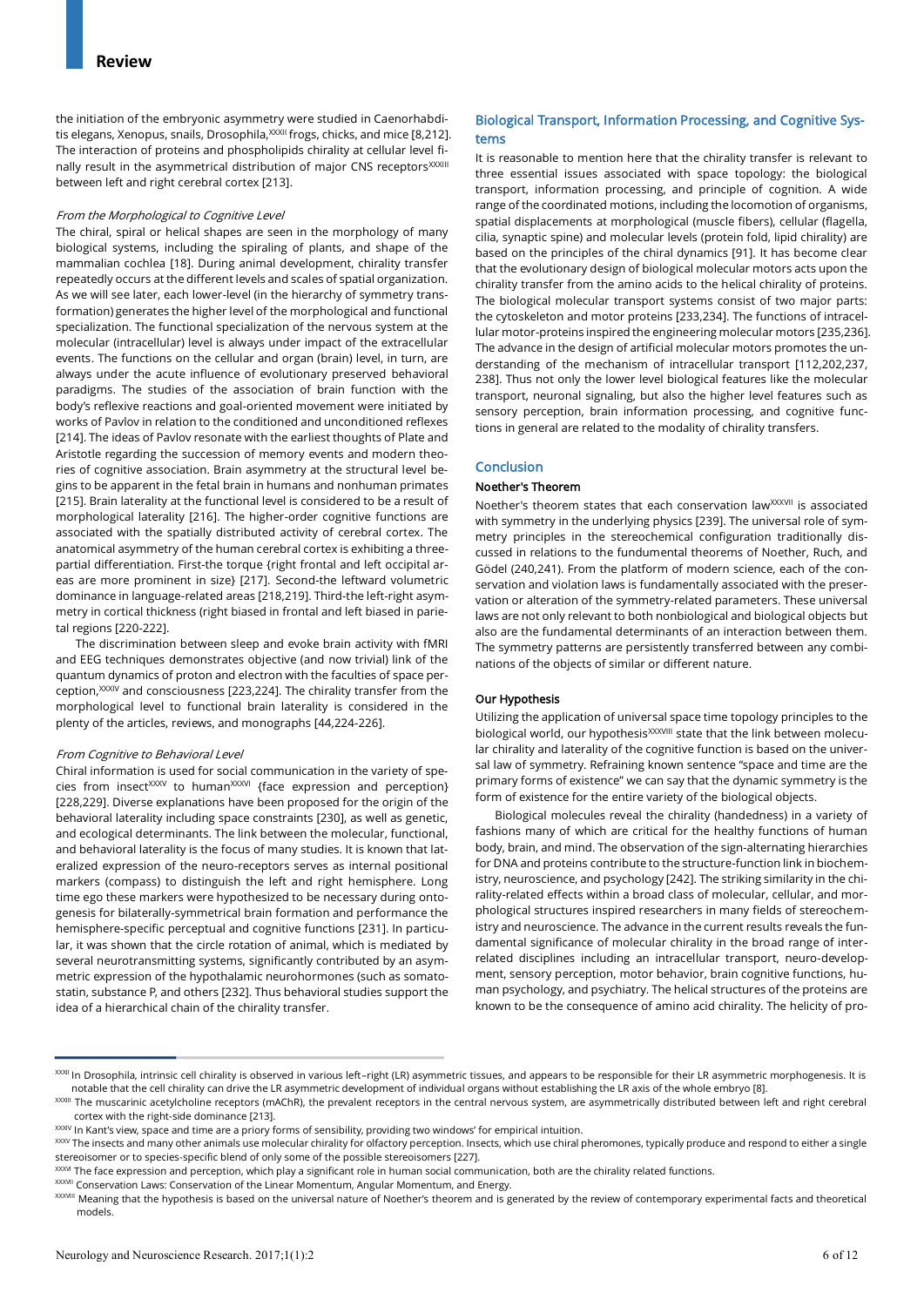the initiation of the embryonic asymmetry were studied in Caenorhabditis elegans, Xenopus, snails, Drosophila,[XXXII] frogs, chicks, and mice [8,212]. The interaction of proteins and phospholipids chirality at cellular level finally result in the asymmetrical distribution of major CNS receptors[XXXIII] between left and right cerebral cortex [213].

#### *From the Morphological to Cognitive Level*

The chiral, spiral or helical shapes are seen in the morphology of many biological systems, including the spiraling of plants, and shape of the mammalian cochlea [18]. During animal development, chirality transfer repeatedly occurs at the different levels and scales of spatial organization. As we will see later, each lower-level (in the hierarchy of symmetry transformation) generates the higher level of the morphological and functional specialization. The functional specialization of the nervous system at the molecular (intracellular) level is always under impact of the extracellular events. The functions on the cellular and organ (brain) level, in turn, are always under the acute influence of evolutionary preserved behavioral paradigms. The studies of the association of brain function with the body's reflexive reactions and goal-oriented movement were initiated by works of Pavlov in relation to the conditioned and unconditioned reflexes [214]. The ideas of Pavlov resonate with the earliest thoughts of Plate and Aristotle regarding the succession of memory events and modern theories of cognitive association. Brain asymmetry at the structural level begins to be apparent in the fetal brain in humans and nonhuman primates [215]. Brain laterality at the functional level is considered to be a result of morphological laterality [216]. The higher-order cognitive functions are associated with the spatially distributed activity of cerebral cortex. The anatomical asymmetry of the human cerebral cortex is exhibiting a three-partial differentiation. First-the torque {right frontal and left occipital areas are more prominent in size} [217]. Second-the leftward volumetric dominance in language-related areas [218,219]. Third-the left-right asymmetry in cortical thickness (right biased in frontal and left biased in parietal regions [220-222].

The discrimination between sleep and evoke brain activity with fMRI and EEG techniques demonstrates objective (and now trivial) link of the quantum dynamics of proton and electron with the faculties of space perception,[XXXIV] and consciousness [223,224]. The chirality transfer from the morphological level to functional brain laterality is considered in the plenty of the articles, reviews, and monographs [44,224-226].

#### *From Cognitive to Behavioral Level*

Chiral information is used for social communication in the variety of species from insect[XXXV] to human[XXXVI] {face expression and perception} [228,229]. Diverse explanations have been proposed for the origin of the behavioral laterality including space constraints [230], as well as genetic, and ecological determinants. The link between the molecular, functional, and behavioral laterality is the focus of many studies. It is known that lateralized expression of the neuro-receptors serves as internal positional markers (compass) to distinguish the left and right hemisphere. Long time ego these markers were hypothesized to be necessary during ontogenesis for bilaterally-symmetrical brain formation and performance the hemisphere-specific perceptual and cognitive functions [231]. In particular, it was shown that the circle rotation of animal, which is mediated by several neurotransmitting systems, significantly contributed by an asymmetric expression of the hypothalamic neurohormones (such as somatostatin, substance P, and others [232]. Thus behavioral studies support the idea of a hierarchical chain of the chirality transfer.

## Biological Transport, Information Processing, and Cognitive Systems

It is reasonable to mention here that the chirality transfer is relevant to three essential issues associated with space topology: the biological transport, information processing, and principle of cognition. A wide range of the coordinated motions, including the locomotion of organisms, spatial displacements at morphological (muscle fibers), cellular (flagella, cilia, synaptic spine) and molecular levels (protein fold, lipid chirality) are based on the principles of the chiral dynamics [91]. It has become clear that the evolutionary design of biological molecular motors acts upon the chirality transfer from the amino acids to the helical chirality of proteins. The biological molecular transport systems consist of two major parts: the cytoskeleton and motor proteins [233,234]. The functions of intracellular motor-proteins inspired the engineering molecular motors [235,236]. The advance in the design of artificial molecular motors promotes the understanding of the mechanism of intracellular transport [112,202,237, 238]. Thus not only the lower level biological features like the molecular transport, neuronal signaling, but also the higher level features such as sensory perception, brain information processing, and cognitive functions in general are related to the modality of chirality transfers.

## Conclusion

### Noether's Theorem

Noether's theorem states that each conservation law[XXXVII] is associated with symmetry in the underlying physics [239]. The universal role of symmetry principles in the stereochemical configuration traditionally discussed in relations to the fundumental theorems of Noether, Ruch, and Gödel (240,241). From the platform of modern science, each of the conservation and violation laws is fundamentally associated with the preservation or alteration of the symmetry-related parameters. These universal laws are not only relevant to both nonbiological and biological objects but also are the fundamental determinants of an interaction between them. The symmetry patterns are persistently transferred between any combinations of the objects of similar or different nature.

### Our Hypothesis

Utilizing the application of universal space time topology principles to the biological world, our hypothesis[XXXVIII] state that the link between molecular chirality and laterality of the cognitive function is based on the universal law of symmetry. Refraining known sentence "space and time are the primary forms of existence" we can say that the dynamic symmetry is the form of existence for the entire variety of the biological objects.

Biological molecules reveal the chirality (handedness) in a variety of fashions many of which are critical for the healthy functions of human body, brain, and mind. The observation of the sign-alternating hierarchies for DNA and proteins contribute to the structure-function link in biochemistry, neuroscience, and psychology [242]. The striking similarity in the chirality-related effects within a broad class of molecular, cellular, and morphological structures inspired researchers in many fields of stereochemistry and neuroscience. The advance in the current results reveals the fundamental significance of molecular chirality in the broad range of interrelated disciplines including an intracellular transport, neuro-development, sensory perception, motor behavior, brain cognitive functions, human psychology, and psychiatry. The helical structures of the proteins are known to be the consequence of amino acid chirality. The helicity of pro-

---

[XXXII] In Drosophila, intrinsic cell chirality is observed in various left–right (LR) asymmetric tissues, and appears to be responsible for their LR asymmetric morphogenesis. It is notable that the cell chirality can drive the LR asymmetric development of individual organs without establishing the LR axis of the whole embryo [8].

[XXXIII] The muscarinic acetylcholine receptors (mAChR), the prevalent receptors in the central nervous system, are asymmetrically distributed between left and right cerebral cortex with the right-side dominance [213].

[XXXIV] In Kant's view, space and time are a priory forms of sensibility, providing two windows' for empirical intuition.

[XXXV] The insects and many other animals use molecular chirality for olfactory perception. Insects, which use chiral pheromones, typically produce and respond to either a single stereoisomer or to species-specific blend of only some of the possible stereoisomers [227].

[XXXVI] The face expression and perception, which play a significant role in human social communication, both are the chirality related functions.

[XXXVII] Conservation Laws: Conservation of the Linear Momentum, Angular Momentum, and Energy.

[XXXVIII] Meaning that the hypothesis is based on the universal nature of Noether's theorem and is generated by the review of contemporary experimental facts and theoretical models.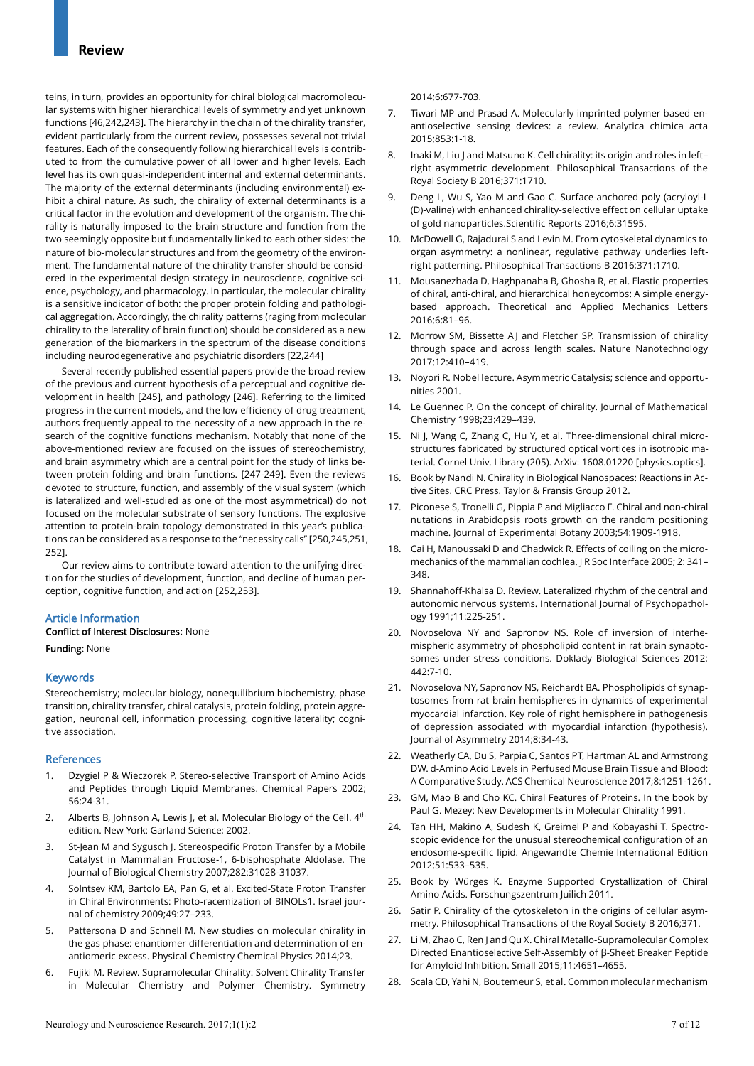teins, in turn, provides an opportunity for chiral biological macromolecular systems with higher hierarchical levels of symmetry and yet unknown functions [46,242,243]. The hierarchy in the chain of the chirality transfer, evident particularly from the current review, possesses several not trivial features. Each of the consequently following hierarchical levels is contributed to from the cumulative power of all lower and higher levels. Each level has its own quasi-independent internal and external determinants. The majority of the external determinants (including environmental) exhibit a chiral nature. As such, the chirality of external determinants is a critical factor in the evolution and development of the organism. The chirality is naturally imposed to the brain structure and function from the two seemingly opposite but fundamentally linked to each other sides: the nature of bio-molecular structures and from the geometry of the environment. The fundamental nature of the chirality transfer should be considered in the experimental design strategy in neuroscience, cognitive science, psychology, and pharmacology. In particular, the molecular chirality is a sensitive indicator of both: the proper protein folding and pathological aggregation. Accordingly, the chirality patterns (raging from molecular chirality to the laterality of brain function) should be considered as a new generation of the biomarkers in the spectrum of the disease conditions including neurodegenerative and psychiatric disorders [22,244]

Several recently published essential papers provide the broad review of the previous and current hypothesis of a perceptual and cognitive development in health [245], and pathology [246]. Referring to the limited progress in the current models, and the low efficiency of drug treatment, authors frequently appeal to the necessity of a new approach in the research of the cognitive functions mechanism. Notably that none of the above-mentioned review are focused on the issues of stereochemistry, and brain asymmetry which are a central point for the study of links between protein folding and brain functions. [247-249]. Even the reviews devoted to structure, function, and assembly of the visual system (which is lateralized and well-studied as one of the most asymmetrical) do not focused on the molecular substrate of sensory functions. The explosive attention to protein-brain topology demonstrated in this year's publications can be considered as a response to the "necessity calls" [250,245,251, 252].

Our review aims to contribute toward attention to the unifying direction for the studies of development, function, and decline of human perception, cognitive function, and action [252,253].

## Article Information

**Conflict of Interest Disclosures:** None

**Funding:** None

## Keywords

Stereochemistry; molecular biology, nonequilibrium biochemistry, phase transition, chirality transfer, chiral catalysis, protein folding, protein aggregation, neuronal cell, information processing, cognitive laterality; cognitive association.

## References

1. Dzygiel P & Wieczorek P. Stereo-selective Transport of Amino Acids and Peptides through Liquid Membranes. Chemical Papers 2002; 56:24-31.
2. Alberts B, Johnson A, Lewis J, et al. Molecular Biology of the Cell. 4th edition. New York: Garland Science; 2002.
3. St-Jean M and Sygusch J. Stereospecific Proton Transfer by a Mobile Catalyst in Mammalian Fructose-1, 6-bisphosphate Aldolase. The Journal of Biological Chemistry 2007;282:31028-31037.
4. Solntsev KM, Bartolo EA, Pan G, et al. Excited-State Proton Transfer in Chiral Environments: Photo-racemization of BINOLs1. Israel journal of chemistry 2009;49:27–233.
5. Pattersona D and Schnell M. New studies on molecular chirality in the gas phase: enantiomer differentiation and determination of enantiomeric excess. Physical Chemistry Chemical Physics 2014;23.
6. Fujiki M. Review. Supramolecular Chirality: Solvent Chirality Transfer in Molecular Chemistry and Polymer Chemistry. Symmetry 2014;6:677-703.
7. Tiwari MP and Prasad A. Molecularly imprinted polymer based enantioselective sensing devices: a review. Analytica chimica acta 2015;853:1-18.
8. Inaki M, Liu J and Matsuno K. Cell chirality: its origin and roles in left–right asymmetric development. Philosophical Transactions of the Royal Society B 2016;371:1710.
9. Deng L, Wu S, Yao M and Gao C. Surface-anchored poly (acryloyl-L (D)-valine) with enhanced chirality-selective effect on cellular uptake of gold nanoparticles.Scientific Reports 2016;6:31595.
10. McDowell G, Rajadurai S and Levin M. From cytoskeletal dynamics to organ asymmetry: a nonlinear, regulative pathway underlies left-right patterning. Philosophical Transactions B 2016;371:1710.
11. Mousanezhada D, Haghpanaha B, Ghosha R, et al. Elastic properties of chiral, anti-chiral, and hierarchical honeycombs: A simple energy-based approach. Theoretical and Applied Mechanics Letters 2016;6:81–96.
12. Morrow SM, Bissette AJ and Fletcher SP. Transmission of chirality through space and across length scales. Nature Nanotechnology 2017;12:410–419.
13. Noyori R. Nobel lecture. Asymmetric Catalysis; science and opportunities 2001.
14. Le Guennec P. On the concept of chirality. Journal of Mathematical Chemistry 1998;23:429–439.
15. Ni J, Wang C, Zhang C, Hu Y, et al. Three-dimensional chiral microstructures fabricated by structured optical vortices in isotropic material. Cornel Univ. Library (205). ArXiv: 1608.01220 [physics.optics].
16. Book by Nandi N. Chirality in Biological Nanospaces: Reactions in Active Sites. CRC Press. Taylor & Fransis Group 2012.
17. Piconese S, Tronelli G, Pippia P and Migliacco F. Chiral and non-chiral nutations in Arabidopsis roots growth on the random positioning machine. Journal of Experimental Botany 2003;54:1909-1918.
18. Cai H, Manoussaki D and Chadwick R. Effects of coiling on the micromechanics of the mammalian cochlea. J R Soc Interface 2005; 2: 341–348.
19. Shannahoff-Khalsa D. Review. Lateralized rhythm of the central and autonomic nervous systems. International Journal of Psychopathology 1991;11:225-251.
20. Novoselova NY and Sapronov NS. Role of inversion of interhemispheric asymmetry of phospholipid content in rat brain synaptosomes under stress conditions. Doklady Biological Sciences 2012; 442:7-10.
21. Novoselova NY, Sapronov NS, Reichardt BA. Phospholipids of synaptosomes from rat brain hemispheres in dynamics of experimental myocardial infarction. Key role of right hemisphere in pathogenesis of depression associated with myocardial infarction (hypothesis). Journal of Asymmetry 2014;8:34-43.
22. Weatherly CA, Du S, Parpia C, Santos PT, Hartman AL and Armstrong DW. d-Amino Acid Levels in Perfused Mouse Brain Tissue and Blood: A Comparative Study. ACS Chemical Neuroscience 2017;8:1251-1261.
23. GM, Mao B and Cho KC. Chiral Features of Proteins. In the book by Paul G. Mezey: New Developments in Molecular Chirality 1991.
24. Tan HH, Makino A, Sudesh K, Greimel P and Kobayashi T. Spectroscopic evidence for the unusual stereochemical configuration of an endosome-specific lipid. Angewandte Chemie International Edition 2012;51:533–535.
25. Book by Würges K. Enzyme Supported Crystallization of Chiral Amino Acids. Forschungszentrum Juilich 2011.
26. Satir P. Chirality of the cytoskeleton in the origins of cellular asymmetry. Philosophical Transactions of the Royal Society B 2016;371.
27. Li M, Zhao C, Ren J and Qu X. Chiral Metallo-Supramolecular Complex Directed Enantioselective Self-Assembly of β-Sheet Breaker Peptide for Amyloid Inhibition. Small 2015;11:4651–4655.
28. Scala CD, Yahi N, Boutemeur S, et al. Common molecular mechanism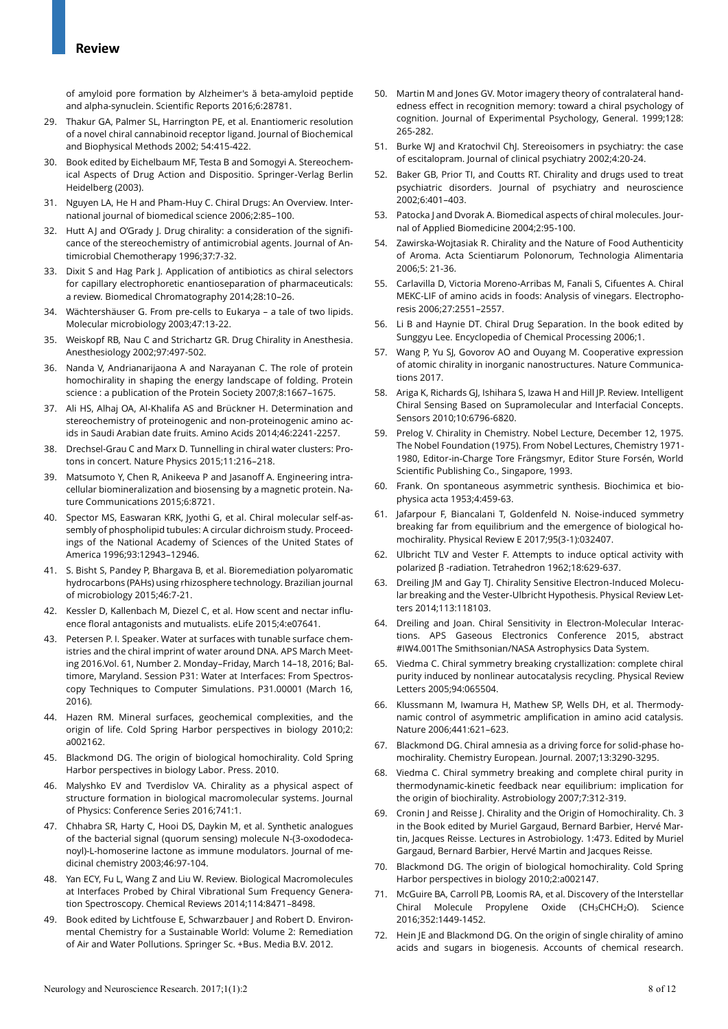of amyloid pore formation by Alzheimer's ă beta-amyloid peptide and alpha-synuclein. Scientific Reports 2016;6:28781.

29. Thakur GA, Palmer SL, Harrington PE, et al. Enantiomeric resolution of a novel chiral cannabinoid receptor ligand. Journal of Biochemical and Biophysical Methods 2002; 54:415-422.
30. Book edited by Eichelbaum MF, Testa B and Somogyi A. Stereochemical Aspects of Drug Action and Dispositio. Springer-Verlag Berlin Heidelberg (2003).
31. Nguyen LA, He H and Pham-Huy C. Chiral Drugs: An Overview. International journal of biomedical science 2006;2:85–100.
32. Hutt AJ and O'Grady J. Drug chirality: a consideration of the significance of the stereochemistry of antimicrobial agents. Journal of Antimicrobial Chemotherapy 1996;37:7-32.
33. Dixit S and Hag Park J. Application of antibiotics as chiral selectors for capillary electrophoretic enantioseparation of pharmaceuticals: a review. Biomedical Chromatography 2014;28:10–26.
34. Wächtershäuser G. From pre-cells to Eukarya – a tale of two lipids. Molecular microbiology 2003;47:13-22.
35. Weiskopf RB, Nau C and Strichartz GR. Drug Chirality in Anesthesia. Anesthesiology 2002;97:497-502.
36. Nanda V, Andrianarijaona A and Narayanan C. The role of protein homochirality in shaping the energy landscape of folding. Protein science : a publication of the Protein Society 2007;8:1667–1675.
37. Ali HS, Alhaj OA, Al-Khalifa AS and Brückner H. Determination and stereochemistry of proteinogenic and non-proteinogenic amino acids in Saudi Arabian date fruits. Amino Acids 2014;46:2241-2257.
38. Drechsel-Grau C and Marx D. Tunnelling in chiral water clusters: Protons in concert. Nature Physics 2015;11:216–218.
39. Matsumoto Y, Chen R, Anikeeva P and Jasanoff A. Engineering intracellular biomineralization and biosensing by a magnetic protein. Nature Communications 2015;6:8721.
40. Spector MS, Easwaran KRK, Jyothi G, et al. Chiral molecular self-assembly of phospholipid tubules: A circular dichroism study. Proceedings of the National Academy of Sciences of the United States of America 1996;93:12943–12946.
41. S. Bisht S, Pandey P, Bhargava B, et al. Bioremediation polyaromatic hydrocarbons (PAHs) using rhizosphere technology. Brazilian journal of microbiology 2015;46:7-21.
42. Kessler D, Kallenbach M, Diezel C, et al. How scent and nectar influence floral antagonists and mutualists. eLife 2015;4:e07641.
43. Petersen P. I. Speaker. Water at surfaces with tunable surface chemistries and the chiral imprint of water around DNA. APS March Meeting 2016.Vol. 61, Number 2. Monday–Friday, March 14–18, 2016; Baltimore, Maryland. Session P31: Water at Interfaces: From Spectroscopy Techniques to Computer Simulations. P31.00001 (March 16, 2016).
44. Hazen RM. Mineral surfaces, geochemical complexities, and the origin of life. Cold Spring Harbor perspectives in biology 2010;2: a002162.
45. Blackmond DG. The origin of biological homochirality. Cold Spring Harbor perspectives in biology Labor. Press. 2010.
46. Malyshko EV and Tverdislov VA. Chirality as a physical aspect of structure formation in biological macromolecular systems. Journal of Physics: Conference Series 2016;741:1.
47. Chhabra SR, Harty C, Hooi DS, Daykin M, et al. Synthetic analogues of the bacterial signal (quorum sensing) molecule N-(3-oxododecanoyl)-L-homoserine lactone as immune modulators. Journal of medicinal chemistry 2003;46:97-104.
48. Yan ECY, Fu L, Wang Z and Liu W. Review. Biological Macromolecules at Interfaces Probed by Chiral Vibrational Sum Frequency Generation Spectroscopy. Chemical Reviews 2014;114:8471–8498.
49. Book edited by Lichtfouse E, Schwarzbauer J and Robert D. Environmental Chemistry for a Sustainable World: Volume 2: Remediation of Air and Water Pollutions. Springer Sc. +Bus. Media B.V. 2012.
50. Martin M and Jones GV. Motor imagery theory of contralateral handedness effect in recognition memory: toward a chiral psychology of cognition. Journal of Experimental Psychology, General. 1999;128: 265-282.
51. Burke WJ and Kratochvil ChJ. Stereoisomers in psychiatry: the case of escitalopram. Journal of clinical psychiatry 2002;4:20-24.
52. Baker GB, Prior TI, and Coutts RT. Chirality and drugs used to treat psychiatric disorders. Journal of psychiatry and neuroscience 2002;6:401–403.
53. Patocka J and Dvorak A. Biomedical aspects of chiral molecules. Journal of Applied Biomedicine 2004;2:95-100.
54. Zawirska-Wojtasiak R. Chirality and the Nature of Food Authenticity of Aroma. Acta Scientiarum Polonorum, Technologia Alimentaria 2006;5: 21-36.
55. Carlavilla D, Victoria Moreno-Arribas M, Fanali S, Cifuentes A. Chiral MEKC-LIF of amino acids in foods: Analysis of vinegars. Electrophoresis 2006;27:2551–2557.
56. Li B and Haynie DT. Chiral Drug Separation. In the book edited by Sunggyu Lee. Encyclopedia of Chemical Processing 2006;1.
57. Wang P, Yu SJ, Govorov AO and Ouyang M. Cooperative expression of atomic chirality in inorganic nanostructures. Nature Communications 2017.
58. Ariga K, Richards GJ, Ishihara S, Izawa H and Hill JP. Review. Intelligent Chiral Sensing Based on Supramolecular and Interfacial Concepts. Sensors 2010;10:6796-6820.
59. Prelog V. Chirality in Chemistry. Nobel Lecture, December 12, 1975. The Nobel Foundation (1975). From Nobel Lectures, Chemistry 1971-1980, Editor-in-Charge Tore Frängsmyr, Editor Sture Forsén, World Scientific Publishing Co., Singapore, 1993.
60. Frank. On spontaneous asymmetric synthesis. Biochimica et biophysica acta 1953;4:459-63.
61. Jafarpour F, Biancalani T, Goldenfeld N. Noise-induced symmetry breaking far from equilibrium and the emergence of biological homochirality. Physical Review E 2017;95(3-1):032407.
62. Ulbricht TLV and Vester F. Attempts to induce optical activity with polarized β -radiation. Tetrahedron 1962;18:629-637.
63. Dreiling JM and Gay TJ. Chirality Sensitive Electron-Induced Molecular breaking and the Vester-Ulbricht Hypothesis. Physical Review Letters 2014;113:118103.
64. Dreiling and Joan. Chiral Sensitivity in Electron-Molecular Interactions. APS Gaseous Electronics Conference 2015, abstract #IW4.001The Smithsonian/NASA Astrophysics Data System.
65. Viedma C. Chiral symmetry breaking crystallization: complete chiral purity induced by nonlinear autocatalysis recycling. Physical Review Letters 2005;94:065504.
66. Klussmann M, Iwamura H, Mathew SP, Wells DH, et al. Thermodynamic control of asymmetric amplification in amino acid catalysis. Nature 2006;441:621–623.
67. Blackmond DG. Chiral amnesia as a driving force for solid-phase homochirality. Chemistry European. Journal. 2007;13:3290-3295.
68. Viedma C. Chiral symmetry breaking and complete chiral purity in thermodynamic-kinetic feedback near equilibrium: implication for the origin of biochirality. Astrobiology 2007;7:312-319.
69. Cronin J and Reisse J. Chirality and the Origin of Homochirality. Ch. 3 in the Book edited by Muriel Gargaud, Bernard Barbier, Hervé Martin, Jacques Reisse. Lectures in Astrobiology. 1:473. Edited by Muriel Gargaud, Bernard Barbier, Hervé Martin and Jacques Reisse.
70. Blackmond DG. The origin of biological homochirality. Cold Spring Harbor perspectives in biology 2010;2:a002147.
71. McGuire BA, Carroll PB, Loomis RA, et al. Discovery of the Interstellar Chiral Molecule Propylene Oxide ($CH_3CHCH_2O$). Science 2016;352:1449-1452.
72. Hein JE and Blackmond DG. On the origin of single chirality of amino acids and sugars in biogenesis. Accounts of chemical research.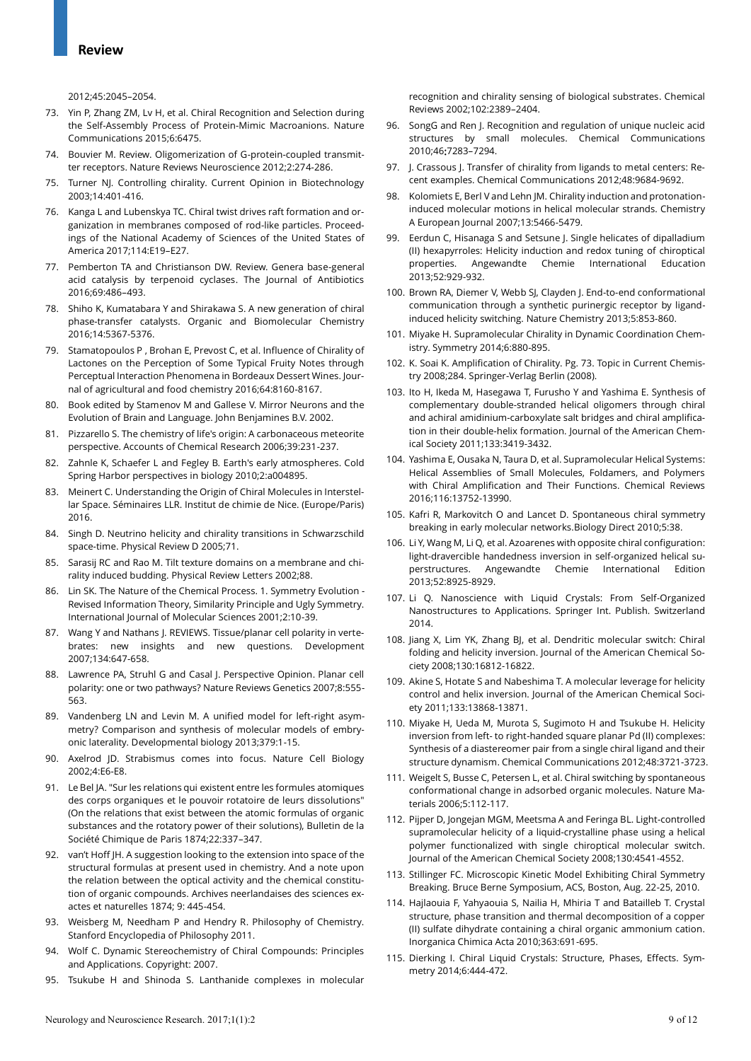2012;45:2045–2054.

73. Yin P, Zhang ZM, Lv H, et al. Chiral Recognition and Selection during the Self-Assembly Process of Protein-Mimic Macroanions. Nature Communications 2015;6:6475.
74. Bouvier M. Review. Oligomerization of G-protein-coupled transmitter receptors. Nature Reviews Neuroscience 2012;2:274-286.
75. Turner NJ. Controlling chirality. Current Opinion in Biotechnology 2003;14:401-416.
76. Kanga L and Lubenskya TC. Chiral twist drives raft formation and organization in membranes composed of rod-like particles. Proceedings of the National Academy of Sciences of the United States of America 2017;114:E19–E27.
77. Pemberton TA and Christianson DW. Review. Genera base-general acid catalysis by terpenoid cyclases. The Journal of Antibiotics 2016;69:486–493.
78. Shiho K, Kumatabara Y and Shirakawa S. A new generation of chiral phase-transfer catalysts. Organic and Biomolecular Chemistry 2016;14:5367-5376.
79. Stamatopoulos P , Brohan E, Prevost C, et al. Influence of Chirality of Lactones on the Perception of Some Typical Fruity Notes through Perceptual Interaction Phenomena in Bordeaux Dessert Wines. Journal of agricultural and food chemistry 2016;64:8160-8167.
80. Book edited by Stamenov M and Gallese V. Mirror Neurons and the Evolution of Brain and Language. John Benjamines B.V. 2002.
81. Pizzarello S. The chemistry of life's origin: A carbonaceous meteorite perspective. Accounts of Chemical Research 2006;39:231-237.
82. Zahnle K, Schaefer L and Fegley B. Earth's early atmospheres. Cold Spring Harbor perspectives in biology 2010;2:a004895.
83. Meinert C. Understanding the Origin of Chiral Molecules in Interstellar Space. Séminaires LLR. Institut de chimie de Nice. (Europe/Paris) 2016.
84. Singh D. Neutrino helicity and chirality transitions in Schwarzschild space-time. Physical Review D 2005;71.
85. Sarasij RC and Rao M. Tilt texture domains on a membrane and chirality induced budding. Physical Review Letters 2002;88.
86. Lin SK. The Nature of the Chemical Process. 1. Symmetry Evolution - Revised Information Theory, Similarity Principle and Ugly Symmetry. International Journal of Molecular Sciences 2001;2:10-39.
87. Wang Y and Nathans J. REVIEWS. Tissue/planar cell polarity in vertebrates: new insights and new questions. Development 2007;134:647-658.
88. Lawrence PA, Struhl G and Casal J. Perspective Opinion. Planar cell polarity: one or two pathways? Nature Reviews Genetics 2007;8:555-563.
89. Vandenberg LN and Levin M. A unified model for left-right asymmetry? Comparison and synthesis of molecular models of embryonic laterality. Developmental biology 2013;379:1-15.
90. Axelrod JD. Strabismus comes into focus. Nature Cell Biology 2002;4:E6-E8.
91. Le Bel JA. "Sur les relations qui existent entre les formules atomiques des corps organiques et le pouvoir rotatoire de leurs dissolutions" (On the relations that exist between the atomic formulas of organic substances and the rotatory power of their solutions), Bulletin de la Société Chimique de Paris 1874;22:337–347.
92. van't Hoff JH. A suggestion looking to the extension into space of the structural formulas at present used in chemistry. And a note upon the relation between the optical activity and the chemical constitution of organic compounds. Archives neerlandaises des sciences exactes et naturelles 1874; 9: 445-454.
93. Weisberg M, Needham P and Hendry R. Philosophy of Chemistry. Stanford Encyclopedia of Philosophy 2011.
94. Wolf C. Dynamic Stereochemistry of Chiral Compounds: Principles and Applications. Copyright: 2007.
95. Tsukube H and Shinoda S. Lanthanide complexes in molecular recognition and chirality sensing of biological substrates. Chemical Reviews 2002;102:2389–2404.
96. SongG and Ren J. Recognition and regulation of unique nucleic acid structures by small molecules. Chemical Communications 2010;46:7283–7294.
97. J. Crassous J. Transfer of chirality from ligands to metal centers: Recent examples. Chemical Communications 2012;48:9684-9692.
98. Kolomiets E, Berl V and Lehn JM. Chirality induction and protonation-induced molecular motions in helical molecular strands. Chemistry A European Journal 2007;13:5466-5479.
99. Eerdun C, Hisanaga S and Setsune J. Single helicates of dipalladium (II) hexapyrroles: Helicity induction and redox tuning of chiroptical properties. Angewandte Chemie International Education 2013;52:929-932.
100. Brown RA, Diemer V, Webb SJ, Clayden J. End-to-end conformational communication through a synthetic purinergic receptor by ligand-induced helicity switching. Nature Chemistry 2013;5:853-860.
101. Miyake H. Supramolecular Chirality in Dynamic Coordination Chemistry. Symmetry 2014;6:880-895.
102. K. Soai K. Amplification of Chirality. Pg. 73. Topic in Current Chemistry 2008;284. Springer-Verlag Berlin (2008).
103. Ito H, Ikeda M, Hasegawa T, Furusho Y and Yashima E. Synthesis of complementary double-stranded helical oligomers through chiral and achiral amidinium-carboxylate salt bridges and chiral amplification in their double-helix formation. Journal of the American Chemical Society 2011;133:3419-3432.
104. Yashima E, Ousaka N, Taura D, et al. Supramolecular Helical Systems: Helical Assemblies of Small Molecules, Foldamers, and Polymers with Chiral Amplification and Their Functions. Chemical Reviews 2016;116:13752-13990.
105. Kafri R, Markovitch O and Lancet D. Spontaneous chiral symmetry breaking in early molecular networks.Biology Direct 2010;5:38.
106. Li Y, Wang M, Li Q, et al. Azoarenes with opposite chiral configuration: light-dravercible handedness inversion in self-organized helical superstructures. Angewandte Chemie International Edition 2013;52:8925-8929.
107. Li Q. Nanoscience with Liquid Crystals: From Self-Organized Nanostructures to Applications. Springer Int. Publish. Switzerland 2014.
108. Jiang X, Lim YK, Zhang BJ, et al. Dendritic molecular switch: Chiral folding and helicity inversion. Journal of the American Chemical Society 2008;130:16812-16822.
109. Akine S, Hotate S and Nabeshima T. A molecular leverage for helicity control and helix inversion. Journal of the American Chemical Society 2011;133:13868-13871.
110. Miyake H, Ueda M, Murota S, Sugimoto H and Tsukube H. Helicity inversion from left- to right-handed square planar Pd (II) complexes: Synthesis of a diastereomer pair from a single chiral ligand and their structure dynamism. Chemical Communications 2012;48:3721-3723.
111. Weigelt S, Busse C, Petersen L, et al. Chiral switching by spontaneous conformational change in adsorbed organic molecules. Nature Materials 2006;5:112-117.
112. Pijper D, Jongejan MGM, Meetsma A and Feringa BL. Light-controlled supramolecular helicity of a liquid-crystalline phase using a helical polymer functionalized with single chiroptical molecular switch. Journal of the American Chemical Society 2008;130:4541-4552.
113. Stillinger FC. Microscopic Kinetic Model Exhibiting Chiral Symmetry Breaking. Bruce Berne Symposium, ACS, Boston, Aug. 22-25, 2010.
114. Hajlaouia F, Yahyaouia S, Nailia H, Mhiria T and Bataillebb T. Crystal structure, phase transition and thermal decomposition of a copper (II) sulfate dihydrate containing a chiral organic ammonium cation. Inorganica Chimica Acta 2010;363:691-695.
115. Dierking I. Chiral Liquid Crystals: Structure, Phases, Effects. Symmetry 2014;6:444-472.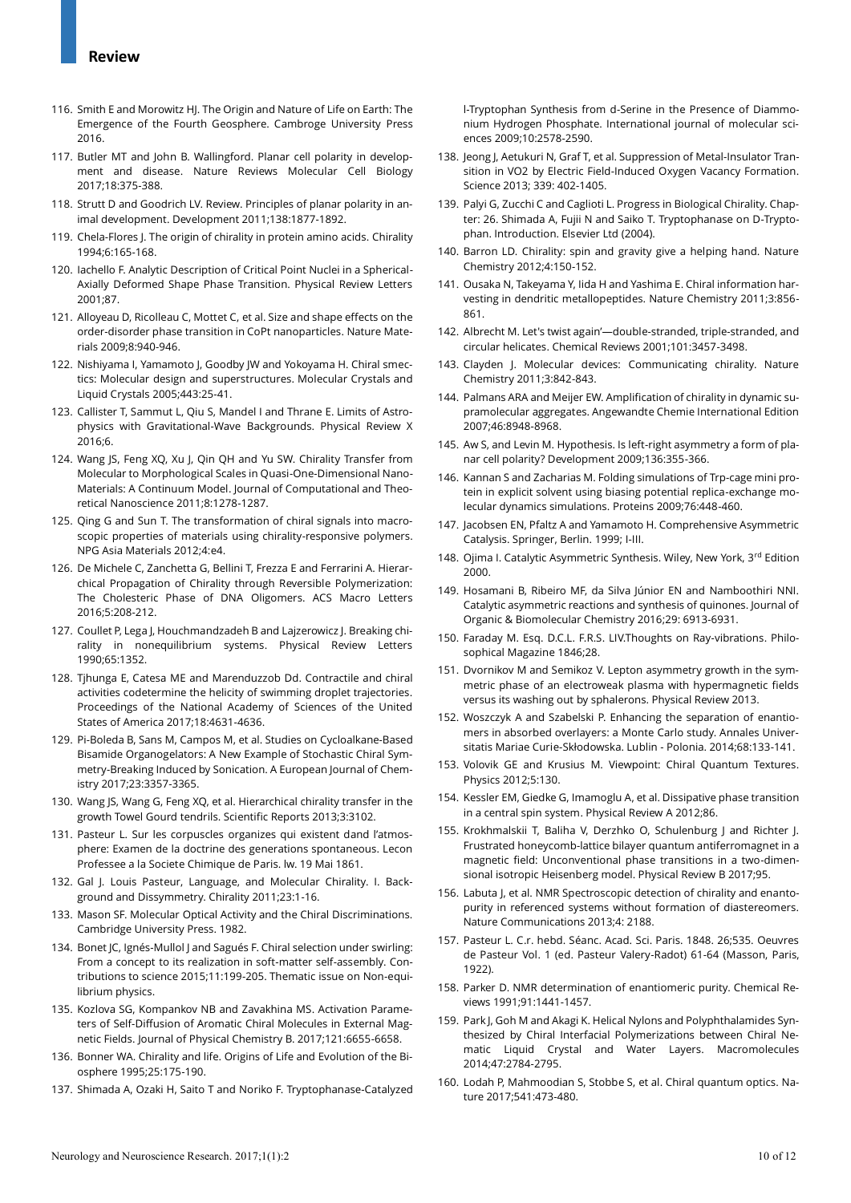116. Smith E and Morowitz HJ. The Origin and Nature of Life on Earth: The Emergence of the Fourth Geosphere. Cambroge University Press 2016.
117. Butler MT and John B. Wallingford. Planar cell polarity in development and disease. Nature Reviews Molecular Cell Biology 2017;18:375-388.
118. Strutt D and Goodrich LV. Review. Principles of planar polarity in animal development. Development 2011;138:1877-1892.
119. Chela-Flores J. The origin of chirality in protein amino acids. Chirality 1994;6:165-168.
120. Iachello F. Analytic Description of Critical Point Nuclei in a Spherical-Axially Deformed Shape Phase Transition. Physical Review Letters 2001;87.
121. Alloyeau D, Ricolleau C, Mottet C, et al. Size and shape effects on the order-disorder phase transition in CoPt nanoparticles. Nature Materials 2009;8:940-946.
122. Nishiyama I, Yamamoto J, Goodby JW and Yokoyama H. Chiral smectics: Molecular design and superstructures. Molecular Crystals and Liquid Crystals 2005;443:25-41.
123. Callister T, Sammut L, Qiu S, Mandel I and Thrane E. Limits of Astrophysics with Gravitational-Wave Backgrounds. Physical Review X 2016;6.
124. Wang JS, Feng XQ, Xu J, Qin QH and Yu SW. Chirality Transfer from Molecular to Morphological Scales in Quasi-One-Dimensional Nano-Materials: A Continuum Model. Journal of Computational and Theoretical Nanoscience 2011;8:1278-1287.
125. Qing G and Sun T. The transformation of chiral signals into macroscopic properties of materials using chirality-responsive polymers. NPG Asia Materials 2012;4:e4.
126. De Michele C, Zanchetta G, Bellini T, Frezza E and Ferrarini A. Hierarchical Propagation of Chirality through Reversible Polymerization: The Cholesteric Phase of DNA Oligomers. ACS Macro Letters 2016;5:208-212.
127. Coullet P, Lega J, Houchmandzadeh B and Lajzerowicz J. Breaking chirality in nonequilibrium systems. Physical Review Letters 1990;65:1352.
128. Tjhunga E, Catesa ME and Marenduzzob Dd. Contractile and chiral activities codetermine the helicity of swimming droplet trajectories. Proceedings of the National Academy of Sciences of the United States of America 2017;18:4631-4636.
129. Pi-Boleda B, Sans M, Campos M, et al. Studies on Cycloalkane-Based Bisamide Organogelators: A New Example of Stochastic Chiral Symmetry-Breaking Induced by Sonication. A European Journal of Chemistry 2017;23:3357-3365.
130. Wang JS, Wang G, Feng XQ, et al. Hierarchical chirality transfer in the growth Towel Gourd tendrils. Scientific Reports 2013;3:3102.
131. Pasteur L. Sur les corpuscles organizes qui existent dand l'atmosphere: Examen de la doctrine des generations spontaneous. Lecon Professee a la Societe Chimique de Paris. lw. 19 Mai 1861.
132. Gal J. Louis Pasteur, Language, and Molecular Chirality. I. Background and Dissymmetry. Chirality 2011;23:1-16.
133. Mason SF. Molecular Optical Activity and the Chiral Discriminations. Cambridge University Press. 1982.
134. Bonet JC, Ignés-Mullol J and Sagués F. Chiral selection under swirling: From a concept to its realization in soft-matter self-assembly. Contributions to science 2015;11:199-205. Thematic issue on Non-equilibrium physics.
135. Kozlova SG, Kompankov NB and Zavakhina MS. Activation Parameters of Self-Diffusion of Aromatic Chiral Molecules in External Magnetic Fields. Journal of Physical Chemistry B. 2017;121:6655-6658.
136. Bonner WA. Chirality and life. Origins of Life and Evolution of the Biosphere 1995;25:175-190.
137. Shimada A, Ozaki H, Saito T and Noriko F. Tryptophanase-Catalyzed l-Tryptophan Synthesis from d-Serine in the Presence of Diammonium Hydrogen Phosphate. International journal of molecular sciences 2009;10:2578-2590.
138. Jeong J, Aetukuri N, Graf T, et al. Suppression of Metal-Insulator Transition in VO2 by Electric Field-Induced Oxygen Vacancy Formation. Science 2013; 339: 402-1405.
139. Palyi G, Zucchi C and Caglioti L. Progress in Biological Chirality. Chapter: 26. Shimada A, Fujii N and Saiko T. Tryptophanase on D-Tryptophan. Introduction. Elsevier Ltd (2004).
140. Barron LD. Chirality: spin and gravity give a helping hand. Nature Chemistry 2012;4:150-152.
141. Ousaka N, Takeyama Y, Iida H and Yashima E. Chiral information harvesting in dendritic metallopeptides. Nature Chemistry 2011;3:856-861.
142. Albrecht M. Let's twist again'—double-stranded, triple-stranded, and circular helicates. Chemical Reviews 2001;101:3457-3498.
143. Clayden J. Molecular devices: Communicating chirality. Nature Chemistry 2011;3:842-843.
144. Palmans ARA and Meijer EW. Amplification of chirality in dynamic supramolecular aggregates. Angewandte Chemie International Edition 2007;46:8948-8968.
145. Aw S, and Levin M. Hypothesis. Is left-right asymmetry a form of planar cell polarity? Development 2009;136:355-366.
146. Kannan S and Zacharias M. Folding simulations of Trp-cage mini protein in explicit solvent using biasing potential replica-exchange molecular dynamics simulations. Proteins 2009;76:448-460.
147. Jacobsen EN, Pfaltz A and Yamamoto H. Comprehensive Asymmetric Catalysis. Springer, Berlin. 1999; I-III.
148. Ojima I. Catalytic Asymmetric Synthesis. Wiley, New York, 3rd Edition 2000.
149. Hosamani B, Ribeiro MF, da Silva Júnior EN and Namboothiri NNI. Catalytic asymmetric reactions and synthesis of quinones. Journal of Organic & Biomolecular Chemistry 2016;29: 6913-6931.
150. Faraday M. Esq. D.C.L. F.R.S. LIV.Thoughts on Ray-vibrations. Philosophical Magazine 1846;28.
151. Dvornikov M and Semikoz V. Lepton asymmetry growth in the symmetric phase of an electroweak plasma with hypermagnetic fields versus its washing out by sphalerons. Physical Review 2013.
152. Woszczyk A and Szabelski P. Enhancing the separation of enantiomers in absorbed overlayers: a Monte Carlo study. Annales Universitatis Mariae Curie-Skłodowska. Lublin - Polonia. 2014;68:133-141.
153. Volovik GE and Krusius M. Viewpoint: Chiral Quantum Textures. Physics 2012;5:130.
154. Kessler EM, Giedke G, Imamoglu A, et al. Dissipative phase transition in a central spin system. Physical Review A 2012;86.
155. Krokhmalskii T, Baliha V, Derzhko O, Schulenburg J and Richter J. Frustrated honeycomb-lattice bilayer quantum antiferromagnet in a magnetic field: Unconventional phase transitions in a two-dimensional isotropic Heisenberg model. Physical Review B 2017;95.
156. Labuta J, et al. NMR Spectroscopic detection of chirality and enantopurity in referenced systems without formation of diastereomers. Nature Communications 2013;4: 2188.
157. Pasteur L. C.r. hebd. Séanc. Acad. Sci. Paris. 1848. 26;535. Oeuvres de Pasteur Vol. 1 (ed. Pasteur Valery-Radot) 61-64 (Masson, Paris, 1922).
158. Parker D. NMR determination of enantiomeric purity. Chemical Reviews 1991;91:1441-1457.
159. Park J, Goh M and Akagi K. Helical Nylons and Polyphthalamides Synthesized by Chiral Interfacial Polymerizations between Chiral Nematic Liquid Crystal and Water Layers. Macromolecules 2014;47:2784-2795.
160. Lodah P, Mahmoodian S, Stobbe S, et al. Chiral quantum optics. Nature 2017;541:473-480.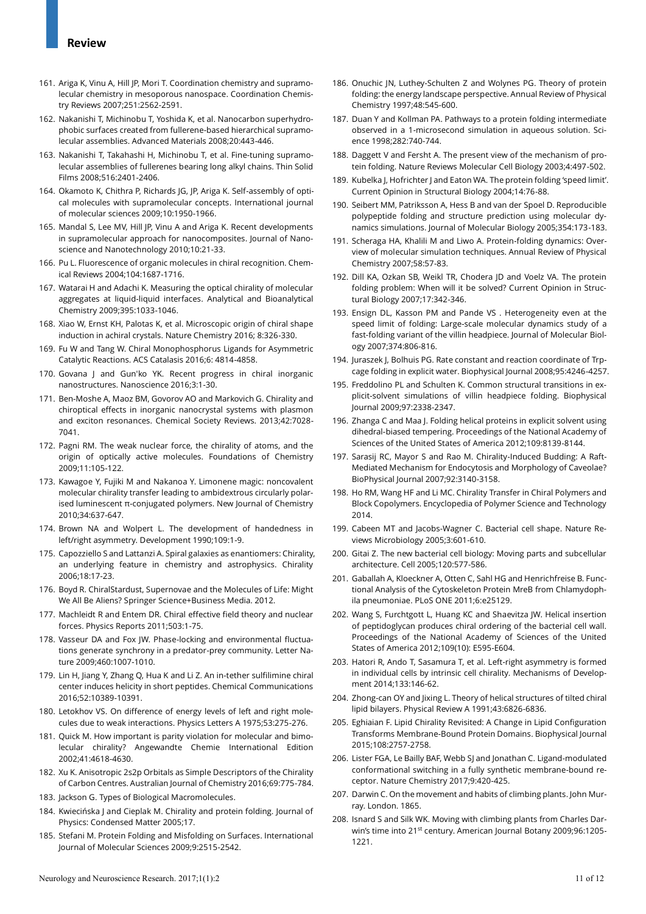161. Ariga K, Vinu A, Hill JP, Mori T. Coordination chemistry and supramolecular chemistry in mesoporous nanospace. Coordination Chemistry Reviews 2007;251:2562-2591.
162. Nakanishi T, Michinobu T, Yoshida K, et al. Nanocarbon superhydrophobic surfaces created from fullerene-based hierarchical supramolecular assemblies. Advanced Materials 2008;20:443-446.
163. Nakanishi T, Takahashi H, Michinobu T, et al. Fine-tuning supramolecular assemblies of fullerenes bearing long alkyl chains. Thin Solid Films 2008;516:2401-2406.
164. Okamoto K, Chithra P, Richards JG, JP, Ariga K. Self-assembly of optical molecules with supramolecular concepts. International journal of molecular sciences 2009;10:1950-1966.
165. Mandal S, Lee MV, Hill JP, Vinu A and Ariga K. Recent developments in supramolecular approach for nanocomposites. Journal of Nanoscience and Nanotechnology 2010;10:21-33.
166. Pu L. Fluorescence of organic molecules in chiral recognition. Chemical Reviews 2004;104:1687-1716.
167. Watarai H and Adachi K. Measuring the optical chirality of molecular aggregates at liquid-liquid interfaces. Analytical and Bioanalytical Chemistry 2009;395:1033-1046.
168. Xiao W, Ernst KH, Palotas K, et al. Microscopic origin of chiral shape induction in achiral crystals. Nature Chemistry 2016; 8:326-330.
169. Fu W and Tang W. Chiral Monophosphorus Ligands for Asymmetric Catalytic Reactions. ACS Catalasis 2016;6: 4814-4858.
170. Govana J and Gun'ko YK. Recent progress in chiral inorganic nanostructures. Nanoscience 2016;3:1-30.
171. Ben-Moshe A, Maoz BM, Govorov AO and Markovich G. Chirality and chiroptical effects in inorganic nanocrystal systems with plasmon and exciton resonances. Chemical Society Reviews. 2013;42:7028-7041.
172. Pagni RM. The weak nuclear force, the chirality of atoms, and the origin of optically active molecules. Foundations of Chemistry 2009;11:105-122.
173. Kawagoe Y, Fujiki M and Nakanoa Y. Limonene magic: noncovalent molecular chirality transfer leading to ambidextrous circularly polarised luminescent π-conjugated polymers. New Journal of Chemistry 2010;34:637-647.
174. Brown NA and Wolpert L. The development of handedness in left/right asymmetry. Development 1990;109:1-9.
175. Capozziello S and Lattanzi A. Spiral galaxies as enantiomers: Chirality, an underlying feature in chemistry and astrophysics. Chirality 2006;18:17-23.
176. Boyd R. ChiralStardust, Supernovae and the Molecules of Life: Might We All Be Aliens? Springer Science+Business Media. 2012.
177. Machleidt R and Entem DR. Chiral effective field theory and nuclear forces. Physics Reports 2011;503:1-75.
178. Vasseur DA and Fox JW. Phase-locking and environmental fluctuations generate synchrony in a predator-prey community. Letter Nature 2009;460:1007-1010.
179. Lin H, Jiang Y, Zhang Q, Hua K and Li Z. An in-tether sulfilimine chiral center induces helicity in short peptides. Chemical Communications 2016;52:10389-10391.
180. Letokhov VS. On difference of energy levels of left and right molecules due to weak interactions. Physics Letters A 1975;53:275-276.
181. Quick M. How important is parity violation for molecular and bimolecular chirality? Angewandte Chemie International Edition 2002;41:4618-4630.
182. Xu K. Anisotropic 2s2p Orbitals as Simple Descriptors of the Chirality of Carbon Centres. Australian Journal of Chemistry 2016;69:775-784.
183. Jackson G. Types of Biological Macromolecules.
184. Kwiecińska J and Cieplak M. Chirality and protein folding. Journal of Physics: Condensed Matter 2005;17.
185. Stefani M. Protein Folding and Misfolding on Surfaces. International Journal of Molecular Sciences 2009;9:2515-2542.
186. Onuchic JN, Luthey-Schulten Z and Wolynes PG. Theory of protein folding: the energy landscape perspective. Annual Review of Physical Chemistry 1997;48:545-600.
187. Duan Y and Kollman PA. Pathways to a protein folding intermediate observed in a 1-microsecond simulation in aqueous solution. Science 1998;282:740-744.
188. Daggett V and Fersht A. The present view of the mechanism of protein folding. Nature Reviews Molecular Cell Biology 2003;4:497-502.
189. Kubelka J, Hofrichter J and Eaton WA. The protein folding 'speed limit'. Current Opinion in Structural Biology 2004;14:76-88.
190. Seibert MM, Patriksson A, Hess B and van der Spoel D. Reproducible polypeptide folding and structure prediction using molecular dynamics simulations. Journal of Molecular Biology 2005;354:173-183.
191. Scheraga HA, Khalili M and Liwo A. Protein-folding dynamics: Overview of molecular simulation techniques. Annual Review of Physical Chemistry 2007;58:57-83.
192. Dill KA, Ozkan SB, Weikl TR, Chodera JD and Voelz VA. The protein folding problem: When will it be solved? Current Opinion in Structural Biology 2007;17:342-346.
193. Ensign DL, Kasson PM and Pande VS . Heterogeneity even at the speed limit of folding: Large-scale molecular dynamics study of a fast-folding variant of the villin headpiece. Journal of Molecular Biology 2007;374:806-816.
194. Juraszek J, Bolhuis PG. Rate constant and reaction coordinate of Trp-cage folding in explicit water. Biophysical Journal 2008;95:4246-4257.
195. Freddolino PL and Schulten K. Common structural transitions in explicit-solvent simulations of villin headpiece folding. Biophysical Journal 2009;97:2338-2347.
196. Zhanga C and Maa J. Folding helical proteins in explicit solvent using dihedral-biased tempering. Proceedings of the National Academy of Sciences of the United States of America 2012;109:8139-8144.
197. Sarasij RC, Mayor S and Rao M. Chirality-Induced Budding: A Raft-Mediated Mechanism for Endocytosis and Morphology of Caveolae? BioPhysical Journal 2007;92:3140-3158.
198. Ho RM, Wang HF and Li MC. Chirality Transfer in Chiral Polymers and Block Copolymers. Encyclopedia of Polymer Science and Technology 2014.
199. Cabeen MT and Jacobs-Wagner C. Bacterial cell shape. Nature Reviews Microbiology 2005;3:601-610.
200. Gitai Z. The new bacterial cell biology: Moving parts and subcellular architecture. Cell 2005;120:577-586.
201. Gaballah A, Kloeckner A, Otten C, Sahl HG and Henrichfreise B. Functional Analysis of the Cytoskeleton Protein MreB from Chlamydophila pneumoniae. PLoS ONE 2011;6:e25129.
202. Wang S, Furchtgott L, Huang KC and Shaevitza JW. Helical insertion of peptidoglycan produces chiral ordering of the bacterial cell wall. Proceedings of the National Academy of Sciences of the United States of America 2012;109(10): E595-E604.
203. Hatori R, Ando T, Sasamura T, et al. Left-right asymmetry is formed in individual cells by intrinsic cell chirality. Mechanisms of Development 2014;133:146-62.
204. Zhong-can OY and Jixing L. Theory of helical structures of tilted chiral lipid bilayers. Physical Review A 1991;43:6826-6836.
205. Eghiaian F. Lipid Chirality Revisited: A Change in Lipid Configuration Transforms Membrane-Bound Protein Domains. Biophysical Journal 2015;108:2757-2758.
206. Lister FGA, Le Bailly BAF, Webb SJ and Jonathan C. Ligand-modulated conformational switching in a fully synthetic membrane-bound receptor. Nature Chemistry 2017;9:420-425.
207. Darwin C. On the movement and habits of climbing plants. John Murray. London. 1865.
208. Isnard S and Silk WK. Moving with climbing plants from Charles Darwin's time into 21st century. American Journal Botany 2009;96:1205-1221.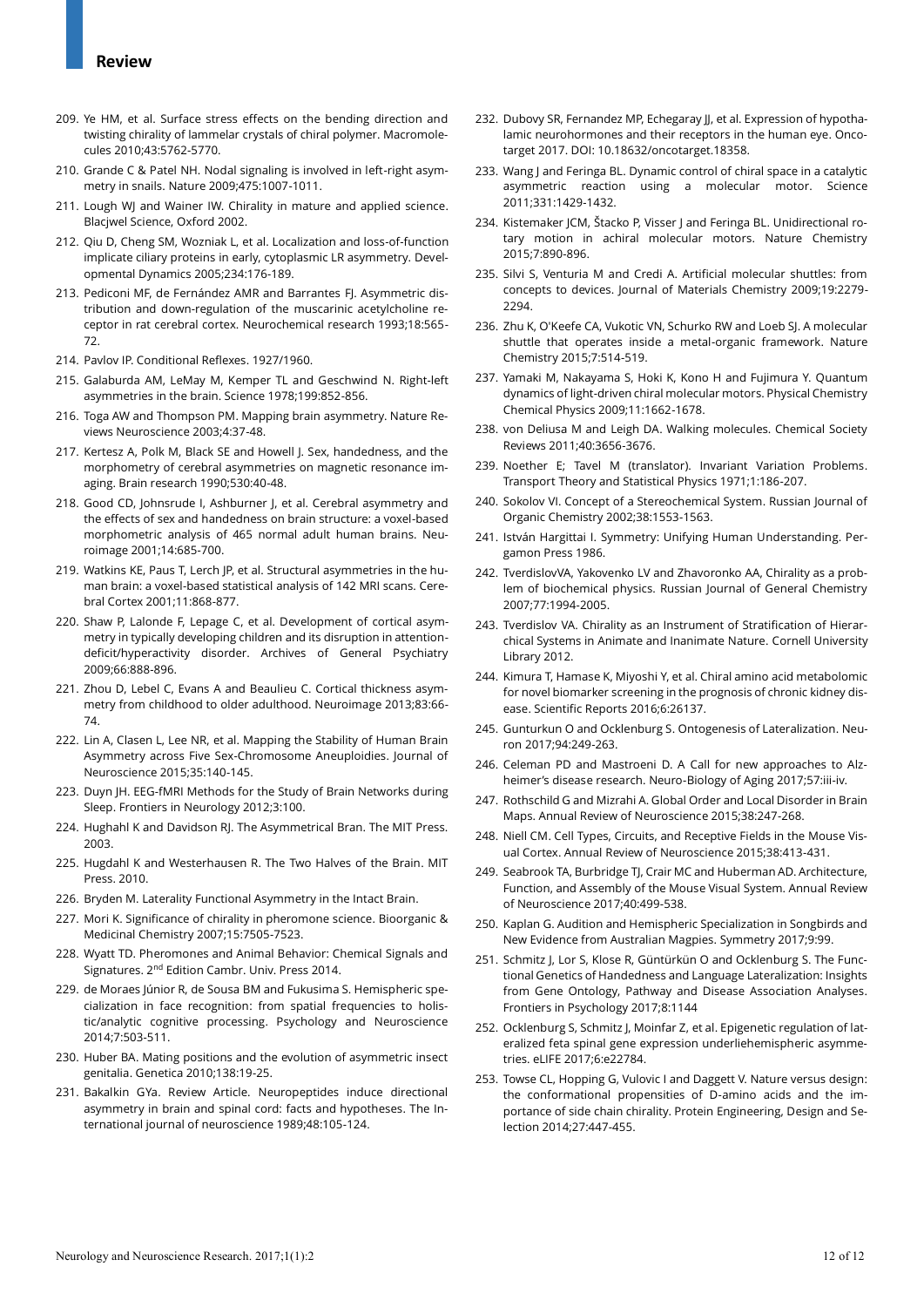209. Ye HM, et al. Surface stress effects on the bending direction and twisting chirality of lammelar crystals of chiral polymer. Macromolecules 2010;43:5762-5770.
210. Grande C & Patel NH. Nodal signaling is involved in left-right asymmetry in snails. Nature 2009;475:1007-1011.
211. Lough WJ and Wainer IW. Chirality in mature and applied science. Blacjwel Science, Oxford 2002.
212. Qiu D, Cheng SM, Wozniak L, et al. Localization and loss-of-function implicate ciliary proteins in early, cytoplasmic LR asymmetry. Developmental Dynamics 2005;234:176-189.
213. Pediconi MF, de Fernández AMR and Barrantes FJ. Asymmetric distribution and down-regulation of the muscarinic acetylcholine receptor in rat cerebral cortex. Neurochemical research 1993;18:565-72.
214. Pavlov IP. Conditional Reflexes. 1927/1960.
215. Galaburda AM, LeMay M, Kemper TL and Geschwind N. Right-left asymmetries in the brain. Science 1978;199:852-856.
216. Toga AW and Thompson PM. Mapping brain asymmetry. Nature Reviews Neuroscience 2003;4:37-48.
217. Kertesz A, Polk M, Black SE and Howell J. Sex, handedness, and the morphometry of cerebral asymmetries on magnetic resonance imaging. Brain research 1990;530:40-48.
218. Good CD, Johnsrude I, Ashburner J, et al. Cerebral asymmetry and the effects of sex and handedness on brain structure: a voxel-based morphometric analysis of 465 normal adult human brains. Neuroimage 2001;14:685-700.
219. Watkins KE, Paus T, Lerch JP, et al. Structural asymmetries in the human brain: a voxel-based statistical analysis of 142 MRI scans. Cerebral Cortex 2001;11:868-877.
220. Shaw P, Lalonde F, Lepage C, et al. Development of cortical asymmetry in typically developing children and its disruption in attention-deficit/hyperactivity disorder. Archives of General Psychiatry 2009;66:888-896.
221. Zhou D, Lebel C, Evans A and Beaulieu C. Cortical thickness asymmetry from childhood to older adulthood. Neuroimage 2013;83:66-74.
222. Lin A, Clasen L, Lee NR, et al. Mapping the Stability of Human Brain Asymmetry across Five Sex-Chromosome Aneuploidies. Journal of Neuroscience 2015;35:140-145.
223. Duyn JH. EEG-fMRI Methods for the Study of Brain Networks during Sleep. Frontiers in Neurology 2012;3:100.
224. Hughahl K and Davidson RJ. The Asymmetrical Bran. The MIT Press. 2003.
225. Hugdahl K and Westerhausen R. The Two Halves of the Brain. MIT Press. 2010.
226. Bryden M. Laterality Functional Asymmetry in the Intact Brain.
227. Mori K. Significance of chirality in pheromone science. Bioorganic & Medicinal Chemistry 2007;15:7505-7523.
228. Wyatt TD. Pheromones and Animal Behavior: Chemical Signals and Signatures. 2nd Edition Cambr. Univ. Press 2014.
229. de Moraes Júnior R, de Sousa BM and Fukusima S. Hemispheric specialization in face recognition: from spatial frequencies to holistic/analytic cognitive processing. Psychology and Neuroscience 2014;7:503-511.
230. Huber BA. Mating positions and the evolution of asymmetric insect genitalia. Genetica 2010;138:19-25.
231. Bakalkin GYa. Review Article. Neuropeptides induce directional asymmetry in brain and spinal cord: facts and hypotheses. The International journal of neuroscience 1989;48:105-124.
232. Dubovy SR, Fernandez MP, Echegaray JJ, et al. Expression of hypothalamic neurohormones and their receptors in the human eye. Oncotarget 2017. DOI: 10.18632/oncotarget.18358.
233. Wang J and Feringa BL. Dynamic control of chiral space in a catalytic asymmetric reaction using a molecular motor. Science 2011;331:1429-1432.
234. Kistemaker JCM, Štacko P, Visser J and Feringa BL. Unidirectional rotary motion in achiral molecular motors. Nature Chemistry 2015;7:890-896.
235. Silvi S, Venturia M and Credi A. Artificial molecular shuttles: from concepts to devices. Journal of Materials Chemistry 2009;19:2279-2294.
236. Zhu K, O'Keefe CA, Vukotic VN, Schurko RW and Loeb SJ. A molecular shuttle that operates inside a metal-organic framework. Nature Chemistry 2015;7:514-519.
237. Yamaki M, Nakayama S, Hoki K, Kono H and Fujimura Y. Quantum dynamics of light-driven chiral molecular motors. Physical Chemistry Chemical Physics 2009;11:1662-1678.
238. von Deliusa M and Leigh DA. Walking molecules. Chemical Society Reviews 2011;40:3656-3676.
239. Noether E; Tavel M (translator). Invariant Variation Problems. Transport Theory and Statistical Physics 1971;1:186-207.
240. Sokolov VI. Concept of a Stereochemical System. Russian Journal of Organic Chemistry 2002;38:1553-1563.
241. István Hargittai I. Symmetry: Unifying Human Understanding. Pergamon Press 1986.
242. TverdislovVA, Yakovenko LV and Zhavoronko AA, Chirality as a problem of biochemical physics. Russian Journal of General Chemistry 2007;77:1994-2005.
243. Tverdislov VA. Chirality as an Instrument of Stratification of Hierarchical Systems in Animate and Inanimate Nature. Cornell University Library 2012.
244. Kimura T, Hamase K, Miyoshi Y, et al. Chiral amino acid metabolomic for novel biomarker screening in the prognosis of chronic kidney disease. Scientific Reports 2016;6:26137.
245. Gunturkun O and Ocklenburg S. Ontogenesis of Lateralization. Neuron 2017;94:249-263.
246. Celeman PD and Mastroeni D. A Call for new approaches to Alzheimer's disease research. Neuro-Biology of Aging 2017;57:iii-iv.
247. Rothschild G and Mizrahi A. Global Order and Local Disorder in Brain Maps. Annual Review of Neuroscience 2015;38:247-268.
248. Niell CM. Cell Types, Circuits, and Receptive Fields in the Mouse Visual Cortex. Annual Review of Neuroscience 2015;38:413-431.
249. Seabrook TA, Burbridge TJ, Crair MC and Huberman AD. Architecture, Function, and Assembly of the Mouse Visual System. Annual Review of Neuroscience 2017;40:499-538.
250. Kaplan G. Audition and Hemispheric Specialization in Songbirds and New Evidence from Australian Magpies. Symmetry 2017;9:99.
251. Schmitz J, Lor S, Klose R, Güntürkün O and Ocklenburg S. The Functional Genetics of Handedness and Language Lateralization: Insights from Gene Ontology, Pathway and Disease Association Analyses. Frontiers in Psychology 2017;8:1144
252. Ocklenburg S, Schmitz J, Moinfar Z, et al. Epigenetic regulation of lateralized feta spinal gene expression underliehemispheric asymmetries. eLIFE 2017;6:e22784.
253. Towse CL, Hopping G, Vulovic I and Daggett V. Nature versus design: the conformational propensities of D-amino acids and the importance of side chain chirality. Protein Engineering, Design and Selection 2014;27:447-455.